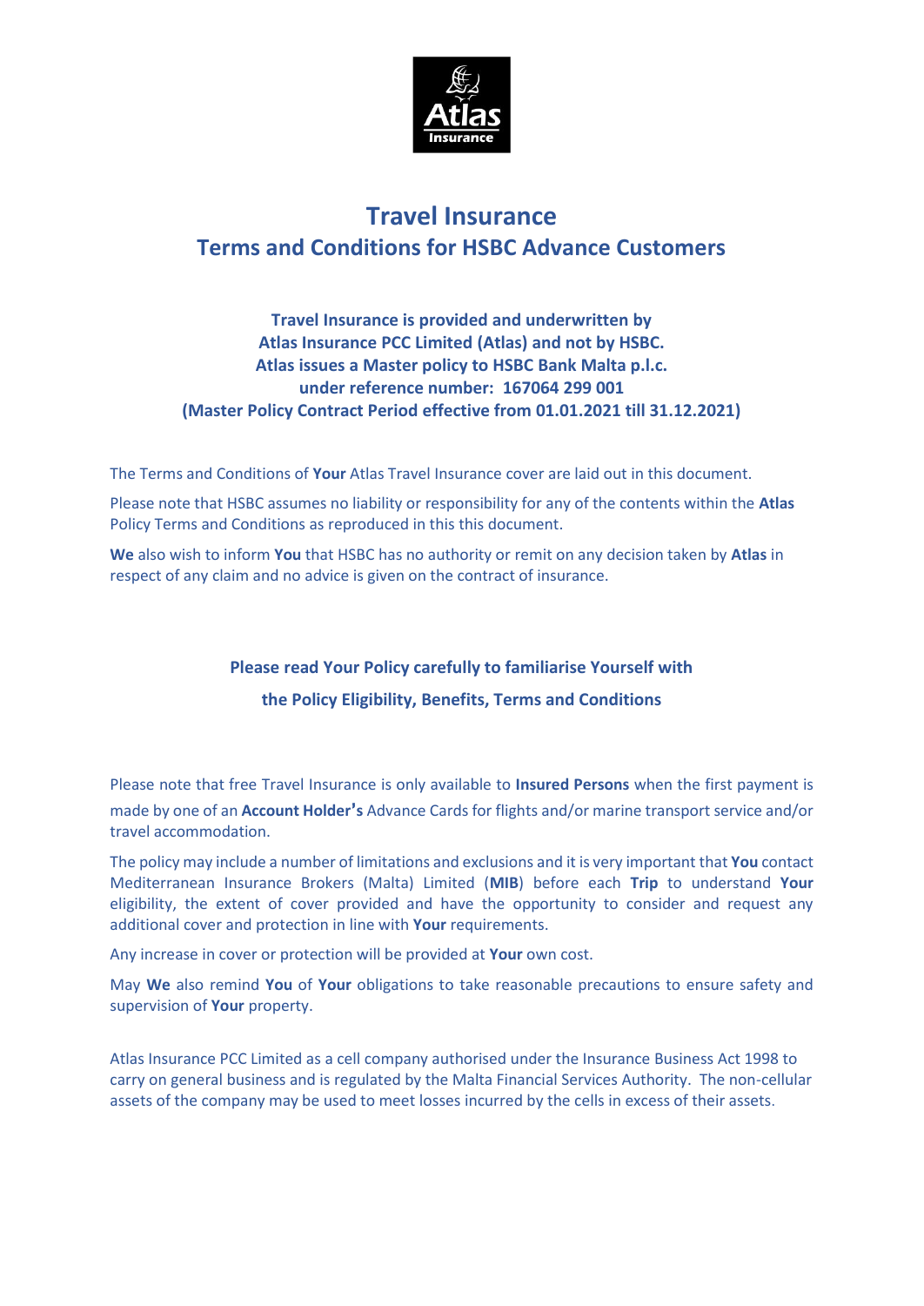# Travel Insurance

## Terms and Conditions for HSBC Advance Customers

**Travel Insurance is provided and underwritten by**
**Atlas Insurance PCC Limited (Atlas) and not by HSBC.**
**Atlas issues a Master policy to HSBC Bank Malta p.l.c.**
**under reference number: 167064 299 001**
**(Master Policy Contract Period effective from 01.01.2021 till 31.12.2021)**

The Terms and Conditions of **Your** Atlas Travel Insurance cover are laid out in this document.

Please note that HSBC assumes no liability or responsibility for any of the contents within the **Atlas** Policy Terms and Conditions as reproduced in this this document.

**We** also wish to inform **You** that HSBC has no authority or remit on any decision taken by **Atlas** in respect of any claim and no advice is given on the contract of insurance.

**Please read Your Policy carefully to familiarise Yourself with**

**the Policy Eligibility, Benefits, Terms and Conditions**

Please note that free Travel Insurance is only available to **Insured Persons** when the first payment is made by one of an **Account Holder's** Advance Cards for flights and/or marine transport service and/or travel accommodation.

The policy may include a number of limitations and exclusions and it is very important that **You** contact Mediterranean Insurance Brokers (Malta) Limited (**MIB**) before each **Trip** to understand **Your** eligibility, the extent of cover provided and have the opportunity to consider and request any additional cover and protection in line with **Your** requirements.

Any increase in cover or protection will be provided at **Your** own cost.

May **We** also remind **You** of **Your** obligations to take reasonable precautions to ensure safety and supervision of **Your** property.

Atlas Insurance PCC Limited as a cell company authorised under the Insurance Business Act 1998 to carry on general business and is regulated by the Malta Financial Services Authority. The non-cellular assets of the company may be used to meet losses incurred by the cells in excess of their assets.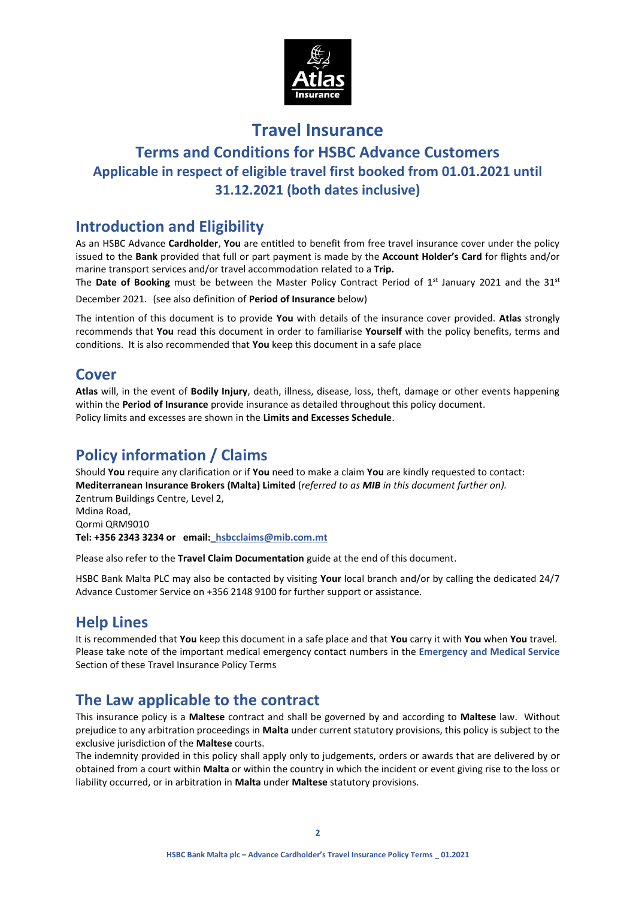# Travel Insurance

## Terms and Conditions for HSBC Advance Customers

### Applicable in respect of eligible travel first booked from 01.01.2021 until 31.12.2021 (both dates inclusive)

## Introduction and Eligibility

As an HSBC Advance **Cardholder**, **You** are entitled to benefit from free travel insurance cover under the policy issued to the **Bank** provided that full or part payment is made by the **Account Holder's Card** for flights and/or marine transport services and/or travel accommodation related to a **Trip.**

The **Date of Booking** must be between the Master Policy Contract Period of 1st January 2021 and the 31st December 2021. (see also definition of **Period of Insurance** below)

The intention of this document is to provide **You** with details of the insurance cover provided. **Atlas** strongly recommends that **You** read this document in order to familiarise **Yourself** with the policy benefits, terms and conditions. It is also recommended that **You** keep this document in a safe place

## Cover

**Atlas** will, in the event of **Bodily Injury**, death, illness, disease, loss, theft, damage or other events happening within the **Period of Insurance** provide insurance as detailed throughout this policy document.
Policy limits and excesses are shown in the **Limits and Excesses Schedule**.

## Policy information / Claims

Should **You** require any clarification or if **You** need to make a claim **You** are kindly requested to contact:
**Mediterranean Insurance Brokers (Malta) Limited** (*referred to as **MIB** in this document further on).*
Zentrum Buildings Centre, Level 2,
Mdina Road,
Qormi QRM9010
**Tel: +356 2343 3234 or email: hsbcclaims@mib.com.mt**

Please also refer to the **Travel Claim Documentation** guide at the end of this document.

HSBC Bank Malta PLC may also be contacted by visiting **Your** local branch and/or by calling the dedicated 24/7 Advance Customer Service on +356 2148 9100 for further support or assistance.

## Help Lines

It is recommended that **You** keep this document in a safe place and that **You** carry it with **You** when **You** travel. Please take note of the important medical emergency contact numbers in the **Emergency and Medical Service** Section of these Travel Insurance Policy Terms

## The Law applicable to the contract

This insurance policy is a **Maltese** contract and shall be governed by and according to **Maltese** law. Without prejudice to any arbitration proceedings in **Malta** under current statutory provisions, this policy is subject to the exclusive jurisdiction of the **Maltese** courts.

The indemnity provided in this policy shall apply only to judgements, orders or awards that are delivered by or obtained from a court within **Malta** or within the country in which the incident or event giving rise to the loss or liability occurred, or in arbitration in **Malta** under **Maltese** statutory provisions.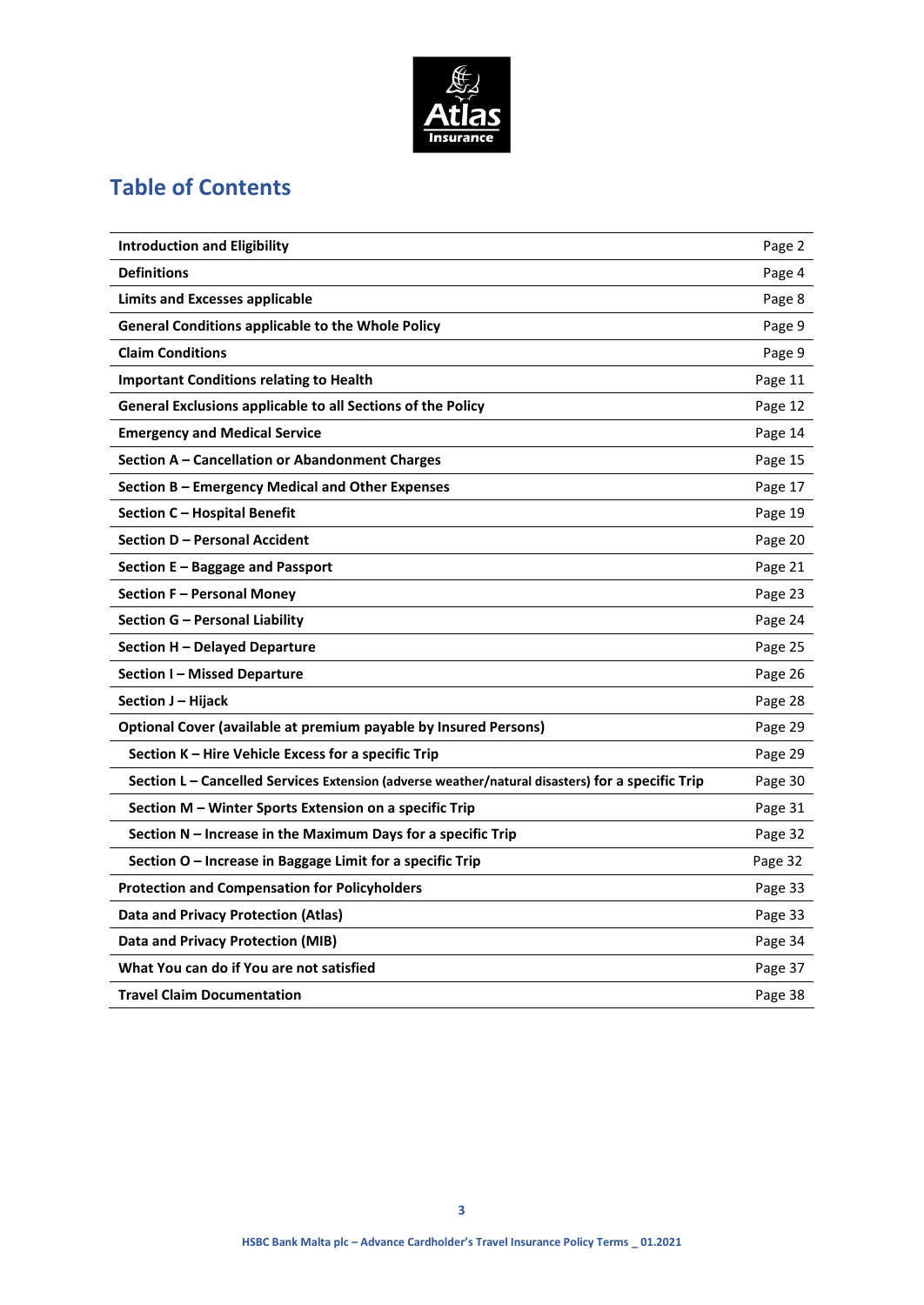## Table of Contents

| | |
|---|---|
| **Introduction and Eligibility** | Page 2 |
| **Definitions** | Page 4 |
| **Limits and Excesses applicable** | Page 8 |
| **General Conditions applicable to the Whole Policy** | Page 9 |
| **Claim Conditions** | Page 9 |
| **Important Conditions relating to Health** | Page 11 |
| **General Exclusions applicable to all Sections of the Policy** | Page 12 |
| **Emergency and Medical Service** | Page 14 |
| **Section A – Cancellation or Abandonment Charges** | Page 15 |
| **Section B – Emergency Medical and Other Expenses** | Page 17 |
| **Section C – Hospital Benefit** | Page 19 |
| **Section D – Personal Accident** | Page 20 |
| **Section E – Baggage and Passport** | Page 21 |
| **Section F – Personal Money** | Page 23 |
| **Section G – Personal Liability** | Page 24 |
| **Section H – Delayed Departure** | Page 25 |
| **Section I – Missed Departure** | Page 26 |
| **Section J – Hijack** | Page 28 |
| **Optional Cover (available at premium payable by Insured Persons)** | Page 29 |
| **Section K – Hire Vehicle Excess for a specific Trip** | Page 29 |
| **Section L – Cancelled Services Extension (adverse weather/natural disasters) for a specific Trip** | Page 30 |
| **Section M – Winter Sports Extension on a specific Trip** | Page 31 |
| **Section N – Increase in the Maximum Days for a specific Trip** | Page 32 |
| **Section O – Increase in Baggage Limit for a specific Trip** | Page 32 |
| **Protection and Compensation for Policyholders** | Page 33 |
| **Data and Privacy Protection (Atlas)** | Page 33 |
| **Data and Privacy Protection (MIB)** | Page 34 |
| **What You can do if You are not satisfied** | Page 37 |
| **Travel Claim Documentation** | Page 38 |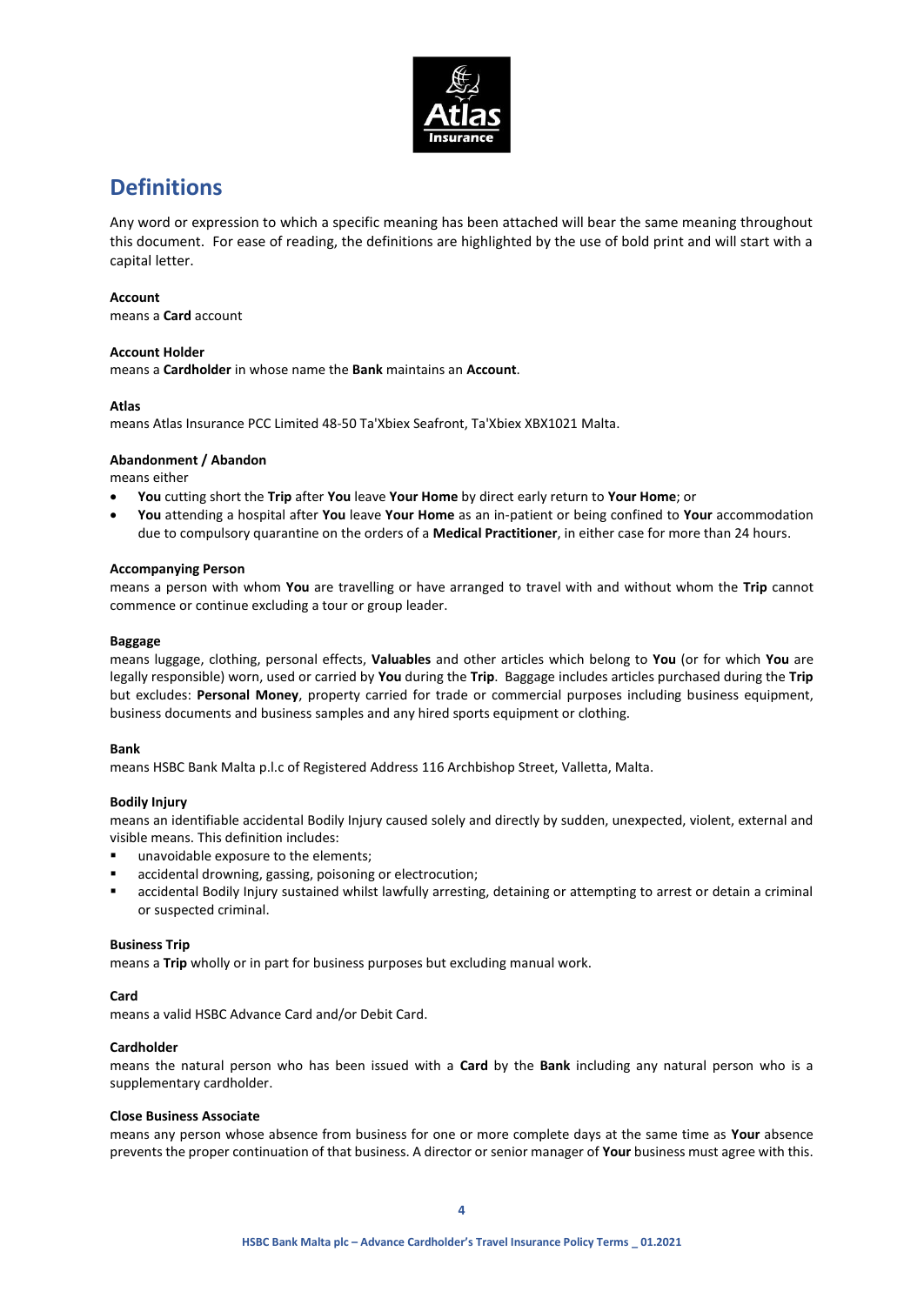# Definitions

Any word or expression to which a specific meaning has been attached will bear the same meaning throughout this document. For ease of reading, the definitions are highlighted by the use of bold print and will start with a capital letter.

**Account**
means a **Card** account

**Account Holder**
means a **Cardholder** in whose name the **Bank** maintains an **Account**.

**Atlas**
means Atlas Insurance PCC Limited 48-50 Ta'Xbiex Seafront, Ta'Xbiex XBX1021 Malta.

**Abandonment / Abandon**
means either

- **You** cutting short the **Trip** after **You** leave **Your Home** by direct early return to **Your Home**; or
- **You** attending a hospital after **You** leave **Your Home** as an in-patient or being confined to **Your** accommodation due to compulsory quarantine on the orders of a **Medical Practitioner**, in either case for more than 24 hours.

**Accompanying Person**
means a person with whom **You** are travelling or have arranged to travel with and without whom the **Trip** cannot commence or continue excluding a tour or group leader.

**Baggage**
means luggage, clothing, personal effects, **Valuables** and other articles which belong to **You** (or for which **You** are legally responsible) worn, used or carried by **You** during the **Trip**. Baggage includes articles purchased during the **Trip** but excludes: **Personal Money**, property carried for trade or commercial purposes including business equipment, business documents and business samples and any hired sports equipment or clothing.

**Bank**
means HSBC Bank Malta p.l.c of Registered Address 116 Archbishop Street, Valletta, Malta.

**Bodily Injury**
means an identifiable accidental Bodily Injury caused solely and directly by sudden, unexpected, violent, external and visible means. This definition includes:

- unavoidable exposure to the elements;
- accidental drowning, gassing, poisoning or electrocution;
- accidental Bodily Injury sustained whilst lawfully arresting, detaining or attempting to arrest or detain a criminal or suspected criminal.

**Business Trip**
means a **Trip** wholly or in part for business purposes but excluding manual work.

**Card**
means a valid HSBC Advance Card and/or Debit Card.

**Cardholder**
means the natural person who has been issued with a **Card** by the **Bank** including any natural person who is a supplementary cardholder.

**Close Business Associate**
means any person whose absence from business for one or more complete days at the same time as **Your** absence prevents the proper continuation of that business. A director or senior manager of **Your** business must agree with this.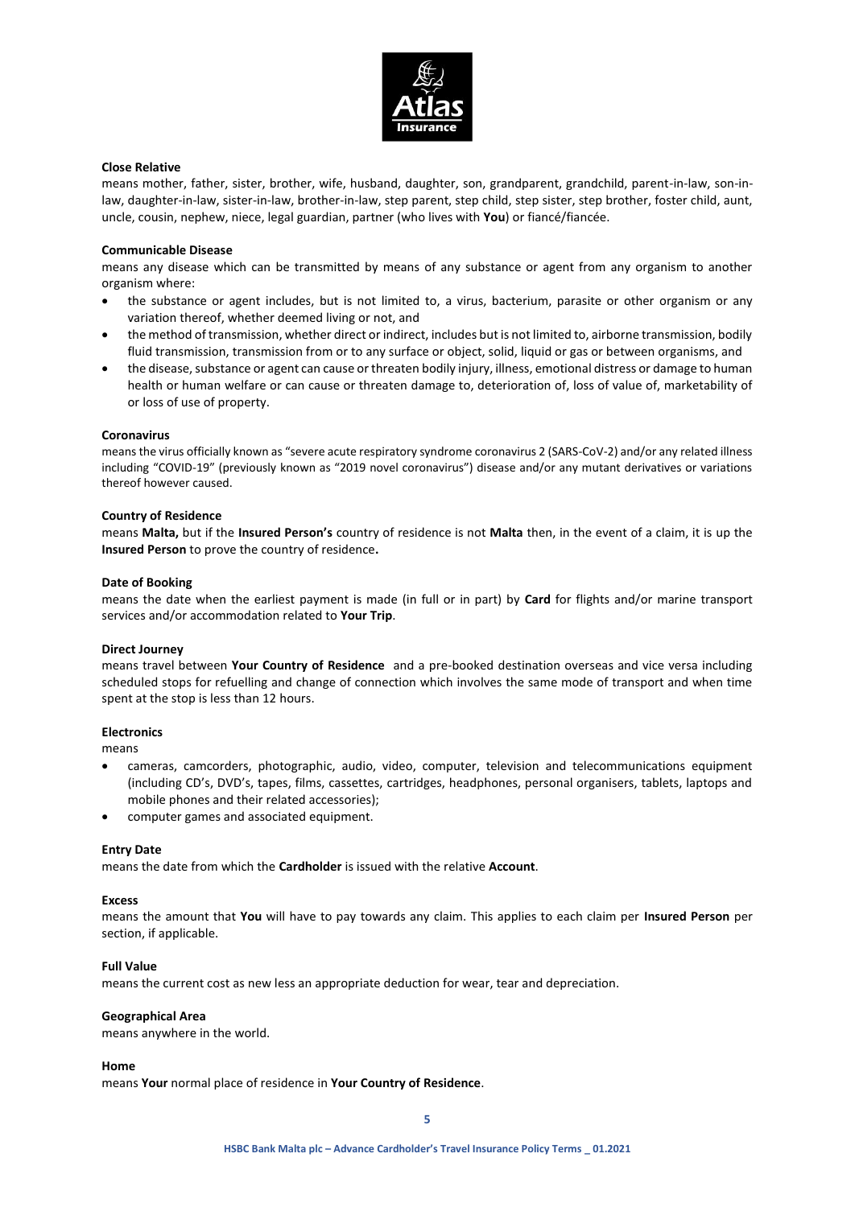**Close Relative**

means mother, father, sister, brother, wife, husband, daughter, son, grandparent, grandchild, parent-in-law, son-in-law, daughter-in-law, sister-in-law, brother-in-law, step parent, step child, step sister, step brother, foster child, aunt, uncle, cousin, nephew, niece, legal guardian, partner (who lives with **You**) or fiancé/fiancée.

**Communicable Disease**

means any disease which can be transmitted by means of any substance or agent from any organism to another organism where:

- the substance or agent includes, but is not limited to, a virus, bacterium, parasite or other organism or any variation thereof, whether deemed living or not, and
- the method of transmission, whether direct or indirect, includes but is not limited to, airborne transmission, bodily fluid transmission, transmission from or to any surface or object, solid, liquid or gas or between organisms, and
- the disease, substance or agent can cause or threaten bodily injury, illness, emotional distress or damage to human health or human welfare or can cause or threaten damage to, deterioration of, loss of value of, marketability of or loss of use of property.

**Coronavirus**

means the virus officially known as "severe acute respiratory syndrome coronavirus 2 (SARS-CoV-2) and/or any related illness including "COVID-19" (previously known as "2019 novel coronavirus") disease and/or any mutant derivatives or variations thereof however caused.

**Country of Residence**

means **Malta,** but if the **Insured Person's** country of residence is not **Malta** then, in the event of a claim, it is up the **Insured Person** to prove the country of residence**.**

**Date of Booking**

means the date when the earliest payment is made (in full or in part) by **Card** for flights and/or marine transport services and/or accommodation related to **Your Trip**.

**Direct Journey**

means travel between **Your Country of Residence** and a pre-booked destination overseas and vice versa including scheduled stops for refuelling and change of connection which involves the same mode of transport and when time spent at the stop is less than 12 hours.

**Electronics**

means

- cameras, camcorders, photographic, audio, video, computer, television and telecommunications equipment (including CD's, DVD's, tapes, films, cassettes, cartridges, headphones, personal organisers, tablets, laptops and mobile phones and their related accessories);
- computer games and associated equipment.

**Entry Date**

means the date from which the **Cardholder** is issued with the relative **Account**.

**Excess**

means the amount that **You** will have to pay towards any claim. This applies to each claim per **Insured Person** per section, if applicable.

**Full Value**

means the current cost as new less an appropriate deduction for wear, tear and depreciation.

**Geographical Area**

means anywhere in the world.

**Home**

means **Your** normal place of residence in **Your Country of Residence**.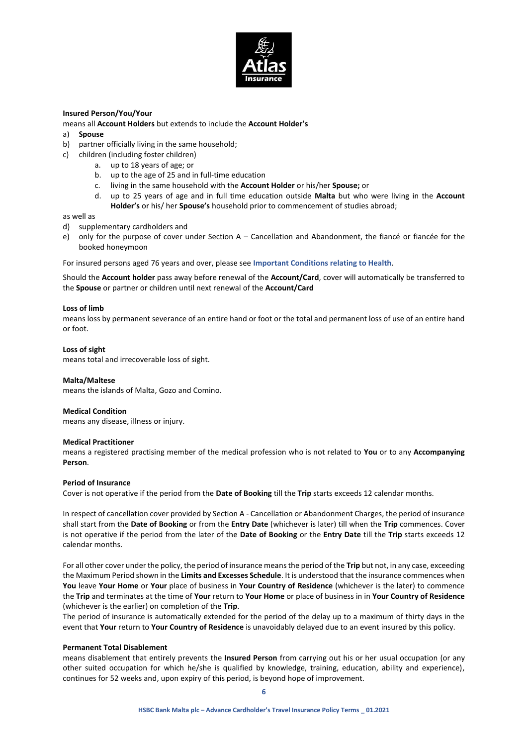**Insured Person/You/Your**

means all **Account Holders** but extends to include the **Account Holder's**

a) **Spouse**
b) partner officially living in the same household;
c) children (including foster children)
    a. up to 18 years of age; or
    b. up to the age of 25 and in full-time education
    c. living in the same household with the **Account Holder** or his/her **Spouse;** or
    d. up to 25 years of age and in full time education outside **Malta** but who were living in the **Account Holder's** or his/ her **Spouse's** household prior to commencement of studies abroad;

as well as

d) supplementary cardholders and
e) only for the purpose of cover under Section A – Cancellation and Abandonment, the fiancé or fiancée for the booked honeymoon

For insured persons aged 76 years and over, please see **Important Conditions relating to Health**.

Should the **Account holder** pass away before renewal of the **Account/Card**, cover will automatically be transferred to the **Spouse** or partner or children until next renewal of the **Account/Card**

**Loss of limb**

means loss by permanent severance of an entire hand or foot or the total and permanent loss of use of an entire hand or foot.

**Loss of sight**

means total and irrecoverable loss of sight.

**Malta/Maltese**

means the islands of Malta, Gozo and Comino.

**Medical Condition**

means any disease, illness or injury.

**Medical Practitioner**

means a registered practising member of the medical profession who is not related to **You** or to any **Accompanying Person**.

**Period of Insurance**

Cover is not operative if the period from the **Date of Booking** till the **Trip** starts exceeds 12 calendar months.

In respect of cancellation cover provided by Section A - Cancellation or Abandonment Charges, the period of insurance shall start from the **Date of Booking** or from the **Entry Date** (whichever is later) till when the **Trip** commences. Cover is not operative if the period from the later of the **Date of Booking** or the **Entry Date** till the **Trip** starts exceeds 12 calendar months.

For all other cover under the policy, the period of insurance means the period of the **Trip** but not, in any case, exceeding the Maximum Period shown in the **Limits and Excesses Schedule**. It is understood that the insurance commences when **You** leave **Your Home** or **Your** place of business in **Your Country of Residence** (whichever is the later) to commence the **Trip** and terminates at the time of **Your** return to **Your Home** or place of business in in **Your Country of Residence** (whichever is the earlier) on completion of the **Trip**.

The period of insurance is automatically extended for the period of the delay up to a maximum of thirty days in the event that **Your** return to **Your Country of Residence** is unavoidably delayed due to an event insured by this policy.

**Permanent Total Disablement**

means disablement that entirely prevents the **Insured Person** from carrying out his or her usual occupation (or any other suited occupation for which he/she is qualified by knowledge, training, education, ability and experience), continues for 52 weeks and, upon expiry of this period, is beyond hope of improvement.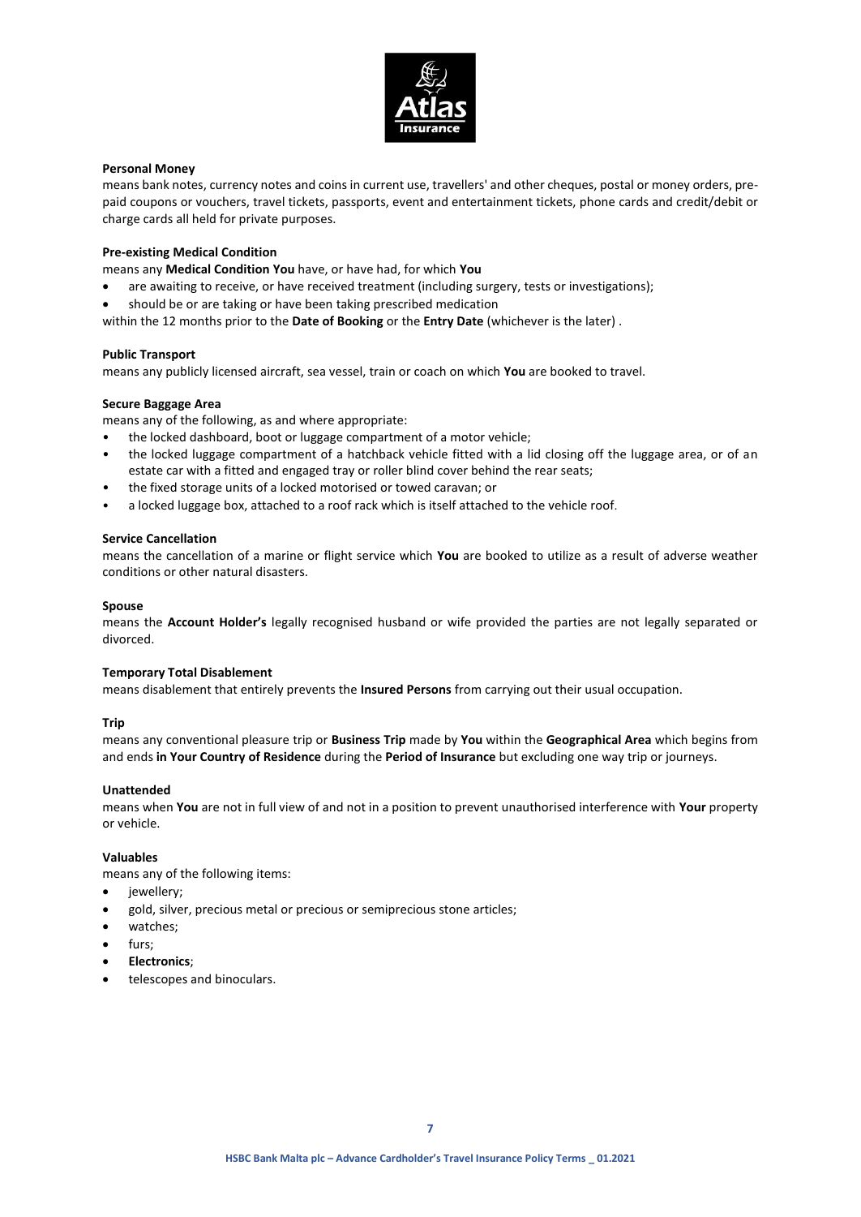**Personal Money**

means bank notes, currency notes and coins in current use, travellers' and other cheques, postal or money orders, pre-paid coupons or vouchers, travel tickets, passports, event and entertainment tickets, phone cards and credit/debit or charge cards all held for private purposes.

**Pre-existing Medical Condition**

means any **Medical Condition You** have, or have had, for which **You**

- are awaiting to receive, or have received treatment (including surgery, tests or investigations);
- should be or are taking or have been taking prescribed medication

within the 12 months prior to the **Date of Booking** or the **Entry Date** (whichever is the later) .

**Public Transport**

means any publicly licensed aircraft, sea vessel, train or coach on which **You** are booked to travel.

**Secure Baggage Area**

means any of the following, as and where appropriate:

- the locked dashboard, boot or luggage compartment of a motor vehicle;
- the locked luggage compartment of a hatchback vehicle fitted with a lid closing off the luggage area, or of an estate car with a fitted and engaged tray or roller blind cover behind the rear seats;
- the fixed storage units of a locked motorised or towed caravan; or
- a locked luggage box, attached to a roof rack which is itself attached to the vehicle roof.

**Service Cancellation**

means the cancellation of a marine or flight service which **You** are booked to utilize as a result of adverse weather conditions or other natural disasters.

**Spouse**

means the **Account Holder's** legally recognised husband or wife provided the parties are not legally separated or divorced.

**Temporary Total Disablement**

means disablement that entirely prevents the **Insured Persons** from carrying out their usual occupation.

**Trip**

means any conventional pleasure trip or **Business Trip** made by **You** within the **Geographical Area** which begins from and ends **in Your Country of Residence** during the **Period of Insurance** but excluding one way trip or journeys.

**Unattended**

means when **You** are not in full view of and not in a position to prevent unauthorised interference with **Your** property or vehicle.

**Valuables**

means any of the following items:

- jewellery;
- gold, silver, precious metal or precious or semiprecious stone articles;
- watches;
- furs;
- **Electronics**;
- telescopes and binoculars.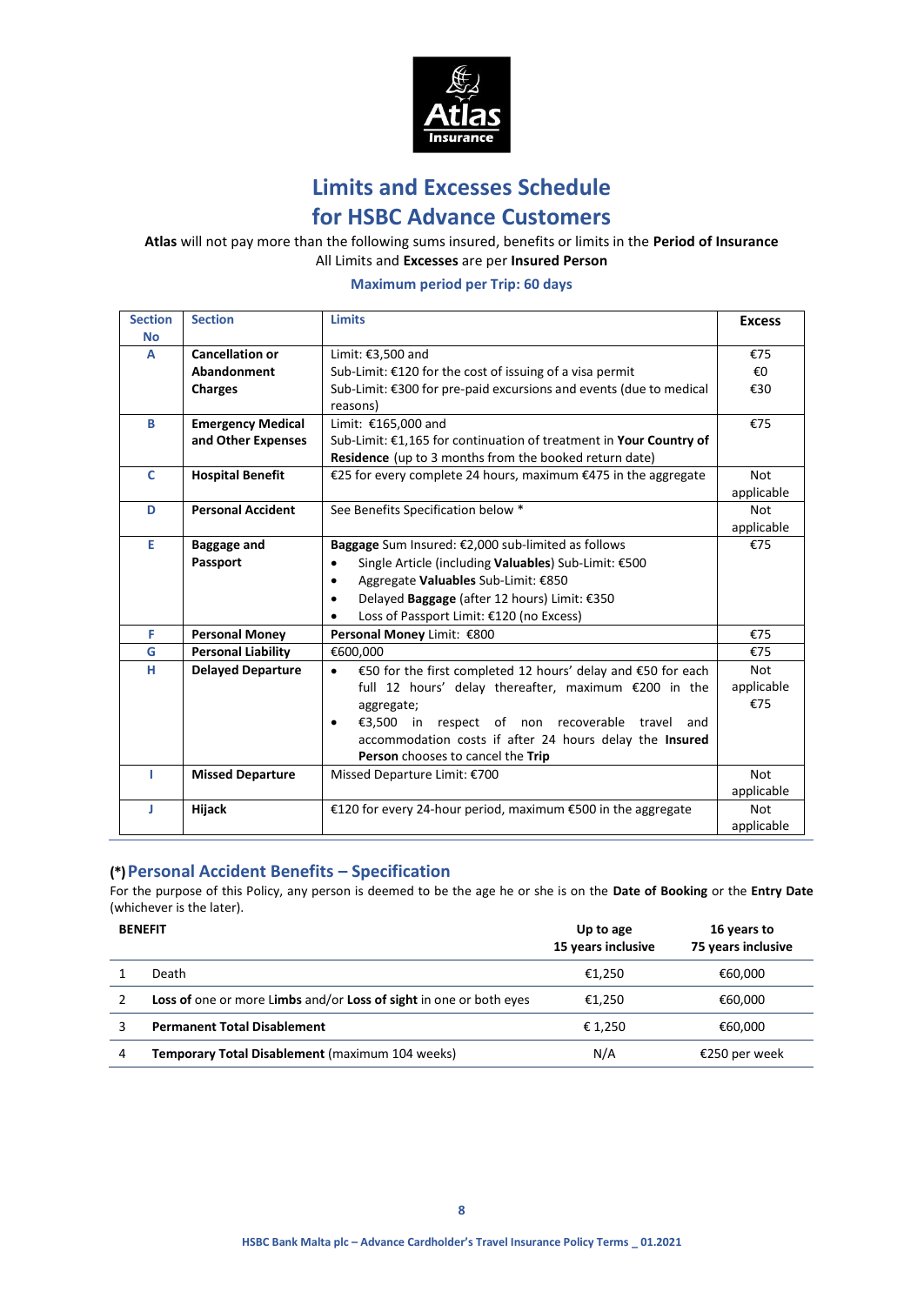# Limits and Excesses Schedule for HSBC Advance Customers

**Atlas** will not pay more than the following sums insured, benefits or limits in the **Period of Insurance**
All Limits and **Excesses** are per **Insured Person**

**Maximum period per Trip: 60 days**

| Section No | Section | Limits | Excess |
|---|---|---|---|
| A | **Cancellation or Abandonment Charges** | Limit: €3,500 and<br>Sub-Limit: €120 for the cost of issuing of a visa permit<br>Sub-Limit: €300 for pre-paid excursions and events (due to medical reasons) | €75<br>€0<br>€30 |
| B | **Emergency Medical and Other Expenses** | Limit: €165,000 and<br>Sub-Limit: €1,165 for continuation of treatment in **Your Country of Residence** (up to 3 months from the booked return date) | €75 |
| C | **Hospital Benefit** | €25 for every complete 24 hours, maximum €475 in the aggregate | Not applicable |
| D | **Personal Accident** | See Benefits Specification below * | Not applicable |
| E | **Baggage and Passport** | **Baggage** Sum Insured: €2,000 sub-limited as follows<br>• Single Article (including **Valuables**) Sub-Limit: €500<br>• Aggregate **Valuables** Sub-Limit: €850<br>• Delayed **Baggage** (after 12 hours) Limit: €350<br>• Loss of Passport Limit: €120 (no Excess) | €75 |
| F | **Personal Money** | **Personal Money** Limit: €800 | €75 |
| G | **Personal Liability** | €600,000 | €75 |
| H | **Delayed Departure** | • €50 for the first completed 12 hours' delay and €50 for each full 12 hours' delay thereafter, maximum €200 in the aggregate;<br>• €3,500 in respect of non recoverable travel and accommodation costs if after 24 hours delay the **Insured Person** chooses to cancel the **Trip** | Not applicable<br>€75 |
| I | **Missed Departure** | Missed Departure Limit: €700 | Not applicable |
| J | **Hijack** | €120 for every 24-hour period, maximum €500 in the aggregate | Not applicable |

## (*) Personal Accident Benefits – Specification

For the purpose of this Policy, any person is deemed to be the age he or she is on the **Date of Booking** or the **Entry Date** (whichever is the later).

| | BENEFIT | Up to age 15 years inclusive | 16 years to 75 years inclusive |
|---|---|---|---|
| 1 | Death | €1,250 | €60,000 |
| 2 | **Loss of** one or more **Limbs** and/or **Loss of sight** in one or both eyes | €1,250 | €60,000 |
| 3 | **Permanent Total Disablement** | € 1,250 | €60,000 |
| 4 | **Temporary Total Disablement** (maximum 104 weeks) | N/A | €250 per week |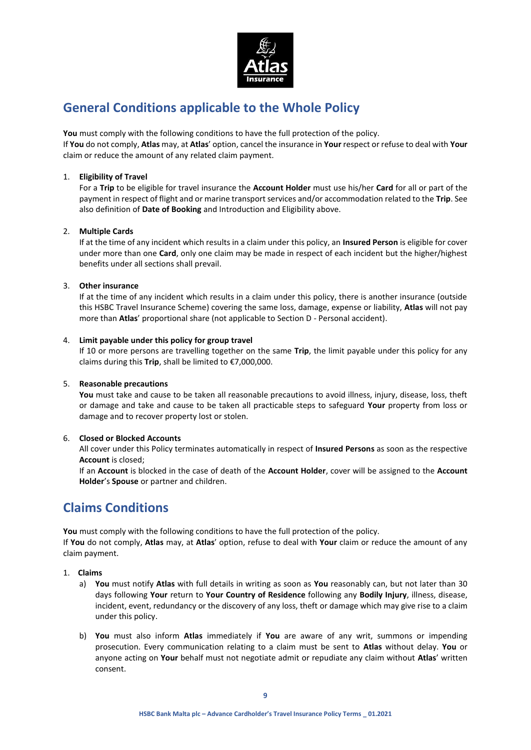## General Conditions applicable to the Whole Policy

**You** must comply with the following conditions to have the full protection of the policy.
If **You** do not comply, **Atlas** may, at **Atlas**' option, cancel the insurance in **Your** respect or refuse to deal with **Your** claim or reduce the amount of any related claim payment.

1. **Eligibility of Travel**
   For a **Trip** to be eligible for travel insurance the **Account Holder** must use his/her **Card** for all or part of the payment in respect of flight and or marine transport services and/or accommodation related to the **Trip**. See also definition of **Date of Booking** and Introduction and Eligibility above.

2. **Multiple Cards**
   If at the time of any incident which results in a claim under this policy, an **Insured Person** is eligible for cover under more than one **Card**, only one claim may be made in respect of each incident but the higher/highest benefits under all sections shall prevail.

3. **Other insurance**
   If at the time of any incident which results in a claim under this policy, there is another insurance (outside this HSBC Travel Insurance Scheme) covering the same loss, damage, expense or liability, **Atlas** will not pay more than **Atlas**' proportional share (not applicable to Section D - Personal accident).

4. **Limit payable under this policy for group travel**
   If 10 or more persons are travelling together on the same **Trip**, the limit payable under this policy for any claims during this **Trip**, shall be limited to €7,000,000.

5. **Reasonable precautions**
   **You** must take and cause to be taken all reasonable precautions to avoid illness, injury, disease, loss, theft or damage and take and cause to be taken all practicable steps to safeguard **Your** property from loss or damage and to recover property lost or stolen.

6. **Closed or Blocked Accounts**
   All cover under this Policy terminates automatically in respect of **Insured Persons** as soon as the respective **Account** is closed;
   If an **Account** is blocked in the case of death of the **Account Holder**, cover will be assigned to the **Account Holder**'s **Spouse** or partner and children.

## Claims Conditions

**You** must comply with the following conditions to have the full protection of the policy.
If **You** do not comply, **Atlas** may, at **Atlas**' option, refuse to deal with **Your** claim or reduce the amount of any claim payment.

1. **Claims**
   a) **You** must notify **Atlas** with full details in writing as soon as **You** reasonably can, but not later than 30 days following **Your** return to **Your Country of Residence** following any **Bodily Injury**, illness, disease, incident, event, redundancy or the discovery of any loss, theft or damage which may give rise to a claim under this policy.

   b) **You** must also inform **Atlas** immediately if **You** are aware of any writ, summons or impending prosecution. Every communication relating to a claim must be sent to **Atlas** without delay. **You** or anyone acting on **Your** behalf must not negotiate admit or repudiate any claim without **Atlas**' written consent.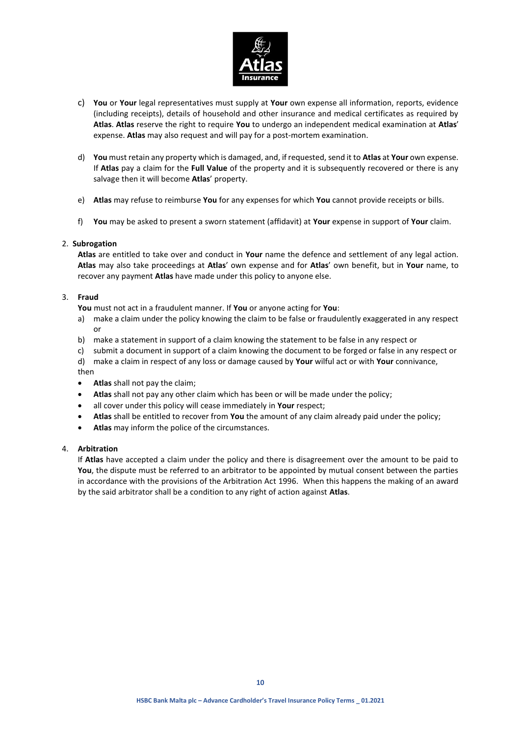c) **You** or **Your** legal representatives must supply at **Your** own expense all information, reports, evidence (including receipts), details of household and other insurance and medical certificates as required by **Atlas**. **Atlas** reserve the right to require **You** to undergo an independent medical examination at **Atlas**' expense. **Atlas** may also request and will pay for a post-mortem examination.

d) **You** must retain any property which is damaged, and, if requested, send it to **Atlas** at **Your** own expense. If **Atlas** pay a claim for the **Full Value** of the property and it is subsequently recovered or there is any salvage then it will become **Atlas**' property.

e) **Atlas** may refuse to reimburse **You** for any expenses for which **You** cannot provide receipts or bills.

f) **You** may be asked to present a sworn statement (affidavit) at **Your** expense in support of **Your** claim.

2. **Subrogation**

   **Atlas** are entitled to take over and conduct in **Your** name the defence and settlement of any legal action. **Atlas** may also take proceedings at **Atlas**' own expense and for **Atlas**' own benefit, but in **Your** name, to recover any payment **Atlas** have made under this policy to anyone else.

3. **Fraud**

   **You** must not act in a fraudulent manner. If **You** or anyone acting for **You**:

   a) make a claim under the policy knowing the claim to be false or fraudulently exaggerated in any respect or
   b) make a statement in support of a claim knowing the statement to be false in any respect or
   c) submit a document in support of a claim knowing the document to be forged or false in any respect or
   d) make a claim in respect of any loss or damage caused by **Your** wilful act or with **Your** connivance,

   then

   - **Atlas** shall not pay the claim;
   - **Atlas** shall not pay any other claim which has been or will be made under the policy;
   - all cover under this policy will cease immediately in **Your** respect;
   - **Atlas** shall be entitled to recover from **You** the amount of any claim already paid under the policy;
   - **Atlas** may inform the police of the circumstances.

4. **Arbitration**

   If **Atlas** have accepted a claim under the policy and there is disagreement over the amount to be paid to **You**, the dispute must be referred to an arbitrator to be appointed by mutual consent between the parties in accordance with the provisions of the Arbitration Act 1996. When this happens the making of an award by the said arbitrator shall be a condition to any right of action against **Atlas**.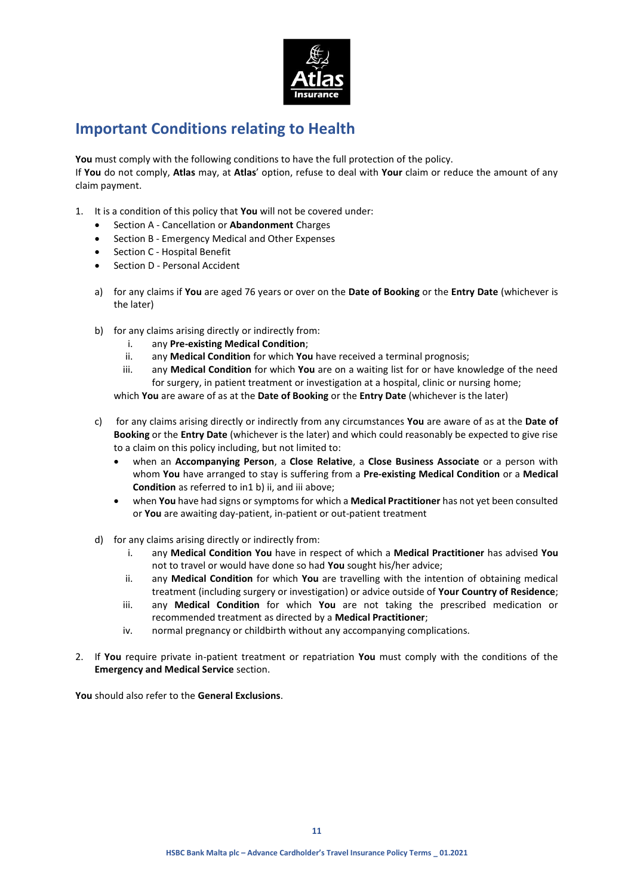## Important Conditions relating to Health

**You** must comply with the following conditions to have the full protection of the policy.
If **You** do not comply, **Atlas** may, at **Atlas**' option, refuse to deal with **Your** claim or reduce the amount of any claim payment.

1. It is a condition of this policy that **You** will not be covered under:
   - Section A - Cancellation or **Abandonment** Charges
   - Section B - Emergency Medical and Other Expenses
   - Section C - Hospital Benefit
   - Section D - Personal Accident

   a) for any claims if **You** are aged 76 years or over on the **Date of Booking** or the **Entry Date** (whichever is the later)

   b) for any claims arising directly or indirectly from:
      i. any **Pre-existing Medical Condition**;
      ii. any **Medical Condition** for which **You** have received a terminal prognosis;
      iii. any **Medical Condition** for which **You** are on a waiting list for or have knowledge of the need for surgery, in patient treatment or investigation at a hospital, clinic or nursing home;

      which **You** are aware of as at the **Date of Booking** or the **Entry Date** (whichever is the later)

   c) for any claims arising directly or indirectly from any circumstances **You** are aware of as at the **Date of Booking** or the **Entry Date** (whichever is the later) and which could reasonably be expected to give rise to a claim on this policy including, but not limited to:
      - when an **Accompanying Person**, a **Close Relative**, a **Close Business Associate** or a person with whom **You** have arranged to stay is suffering from a **Pre-existing Medical Condition** or a **Medical Condition** as referred to in1 b) ii, and iii above;
      - when **You** have had signs or symptoms for which a **Medical Practitioner** has not yet been consulted or **You** are awaiting day-patient, in-patient or out-patient treatment

   d) for any claims arising directly or indirectly from:
      i. any **Medical Condition You** have in respect of which a **Medical Practitioner** has advised **You** not to travel or would have done so had **You** sought his/her advice;
      ii. any **Medical Condition** for which **You** are travelling with the intention of obtaining medical treatment (including surgery or investigation) or advice outside of **Your Country of Residence**;
      iii. any **Medical Condition** for which **You** are not taking the prescribed medication or recommended treatment as directed by a **Medical Practitioner**;
      iv. normal pregnancy or childbirth without any accompanying complications.

2. If **You** require private in-patient treatment or repatriation **You** must comply with the conditions of the **Emergency and Medical Service** section.

**You** should also refer to the **General Exclusions**.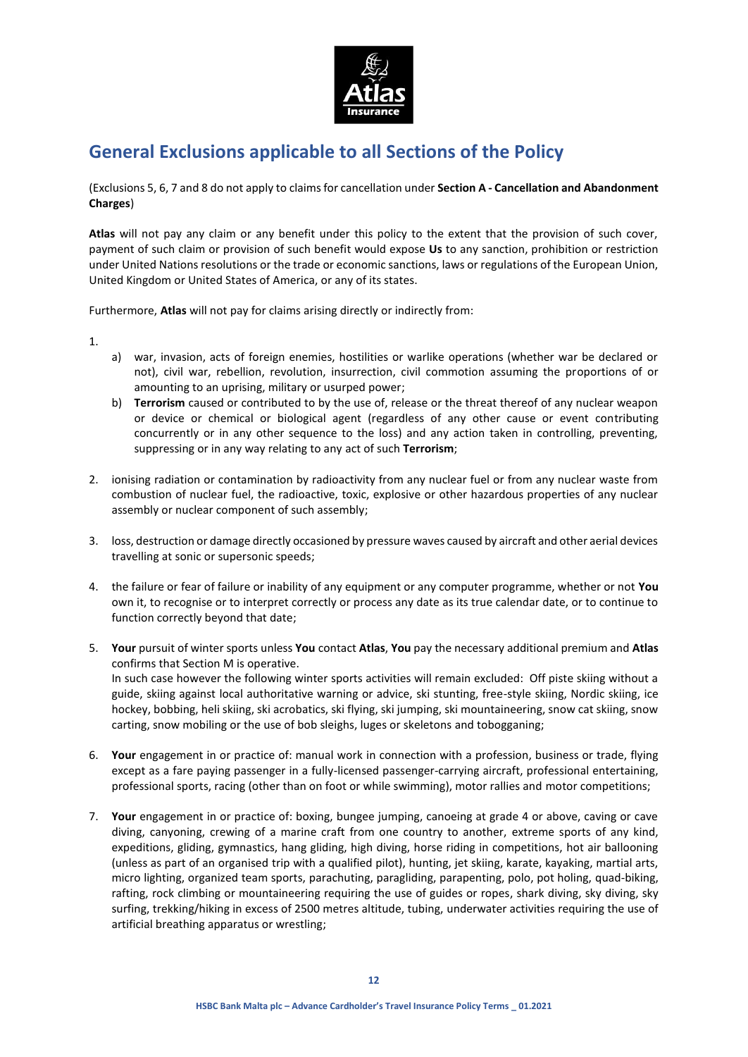## General Exclusions applicable to all Sections of the Policy

(Exclusions 5, 6, 7 and 8 do not apply to claims for cancellation under **Section A - Cancellation and Abandonment Charges**)

**Atlas** will not pay any claim or any benefit under this policy to the extent that the provision of such cover, payment of such claim or provision of such benefit would expose **Us** to any sanction, prohibition or restriction under United Nations resolutions or the trade or economic sanctions, laws or regulations of the European Union, United Kingdom or United States of America, or any of its states.

Furthermore, **Atlas** will not pay for claims arising directly or indirectly from:

1.
   a) war, invasion, acts of foreign enemies, hostilities or warlike operations (whether war be declared or not), civil war, rebellion, revolution, insurrection, civil commotion assuming the proportions of or amounting to an uprising, military or usurped power;
   b) **Terrorism** caused or contributed to by the use of, release or the threat thereof of any nuclear weapon or device or chemical or biological agent (regardless of any other cause or event contributing concurrently or in any other sequence to the loss) and any action taken in controlling, preventing, suppressing or in any way relating to any act of such **Terrorism**;

2. ionising radiation or contamination by radioactivity from any nuclear fuel or from any nuclear waste from combustion of nuclear fuel, the radioactive, toxic, explosive or other hazardous properties of any nuclear assembly or nuclear component of such assembly;

3. loss, destruction or damage directly occasioned by pressure waves caused by aircraft and other aerial devices travelling at sonic or supersonic speeds;

4. the failure or fear of failure or inability of any equipment or any computer programme, whether or not **You** own it, to recognise or to interpret correctly or process any date as its true calendar date, or to continue to function correctly beyond that date;

5. **Your** pursuit of winter sports unless **You** contact **Atlas**, **You** pay the necessary additional premium and **Atlas** confirms that Section M is operative.
   In such case however the following winter sports activities will remain excluded: Off piste skiing without a guide, skiing against local authoritative warning or advice, ski stunting, free-style skiing, Nordic skiing, ice hockey, bobbing, heli skiing, ski acrobatics, ski flying, ski jumping, ski mountaineering, snow cat skiing, snow carting, snow mobiling or the use of bob sleighs, luges or skeletons and tobogganing;

6. **Your** engagement in or practice of: manual work in connection with a profession, business or trade, flying except as a fare paying passenger in a fully-licensed passenger-carrying aircraft, professional entertaining, professional sports, racing (other than on foot or while swimming), motor rallies and motor competitions;

7. **Your** engagement in or practice of: boxing, bungee jumping, canoeing at grade 4 or above, caving or cave diving, canyoning, crewing of a marine craft from one country to another, extreme sports of any kind, expeditions, gliding, gymnastics, hang gliding, high diving, horse riding in competitions, hot air ballooning (unless as part of an organised trip with a qualified pilot), hunting, jet skiing, karate, kayaking, martial arts, micro lighting, organized team sports, parachuting, paragliding, parapenting, polo, pot holing, quad-biking, rafting, rock climbing or mountaineering requiring the use of guides or ropes, shark diving, sky diving, sky surfing, trekking/hiking in excess of 2500 metres altitude, tubing, underwater activities requiring the use of artificial breathing apparatus or wrestling;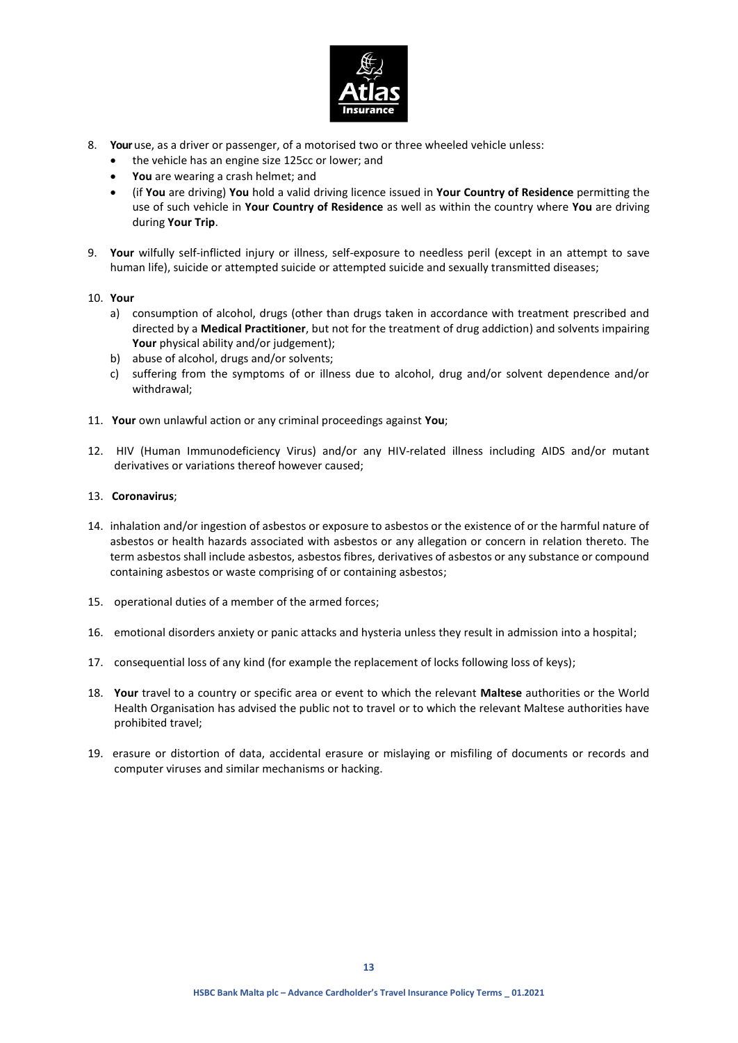8. **Your** use, as a driver or passenger, of a motorised two or three wheeled vehicle unless:
    - the vehicle has an engine size 125cc or lower; and
    - **You** are wearing a crash helmet; and
    - (if **You** are driving) **You** hold a valid driving licence issued in **Your Country of Residence** permitting the use of such vehicle in **Your Country of Residence** as well as within the country where **You** are driving during **Your Trip**.

9. **Your** wilfully self-inflicted injury or illness, self-exposure to needless peril (except in an attempt to save human life), suicide or attempted suicide or attempted suicide and sexually transmitted diseases;

10. **Your**
    a) consumption of alcohol, drugs (other than drugs taken in accordance with treatment prescribed and directed by a **Medical Practitioner**, but not for the treatment of drug addiction) and solvents impairing **Your** physical ability and/or judgement);
    b) abuse of alcohol, drugs and/or solvents;
    c) suffering from the symptoms of or illness due to alcohol, drug and/or solvent dependence and/or withdrawal;

11. **Your** own unlawful action or any criminal proceedings against **You**;

12. HIV (Human Immunodeficiency Virus) and/or any HIV-related illness including AIDS and/or mutant derivatives or variations thereof however caused;

13. **Coronavirus**;

14. inhalation and/or ingestion of asbestos or exposure to asbestos or the existence of or the harmful nature of asbestos or health hazards associated with asbestos or any allegation or concern in relation thereto. The term asbestos shall include asbestos, asbestos fibres, derivatives of asbestos or any substance or compound containing asbestos or waste comprising of or containing asbestos;

15. operational duties of a member of the armed forces;

16. emotional disorders anxiety or panic attacks and hysteria unless they result in admission into a hospital;

17. consequential loss of any kind (for example the replacement of locks following loss of keys);

18. **Your** travel to a country or specific area or event to which the relevant **Maltese** authorities or the World Health Organisation has advised the public not to travel or to which the relevant Maltese authorities have prohibited travel;

19. erasure or distortion of data, accidental erasure or mislaying or misfiling of documents or records and computer viruses and similar mechanisms or hacking.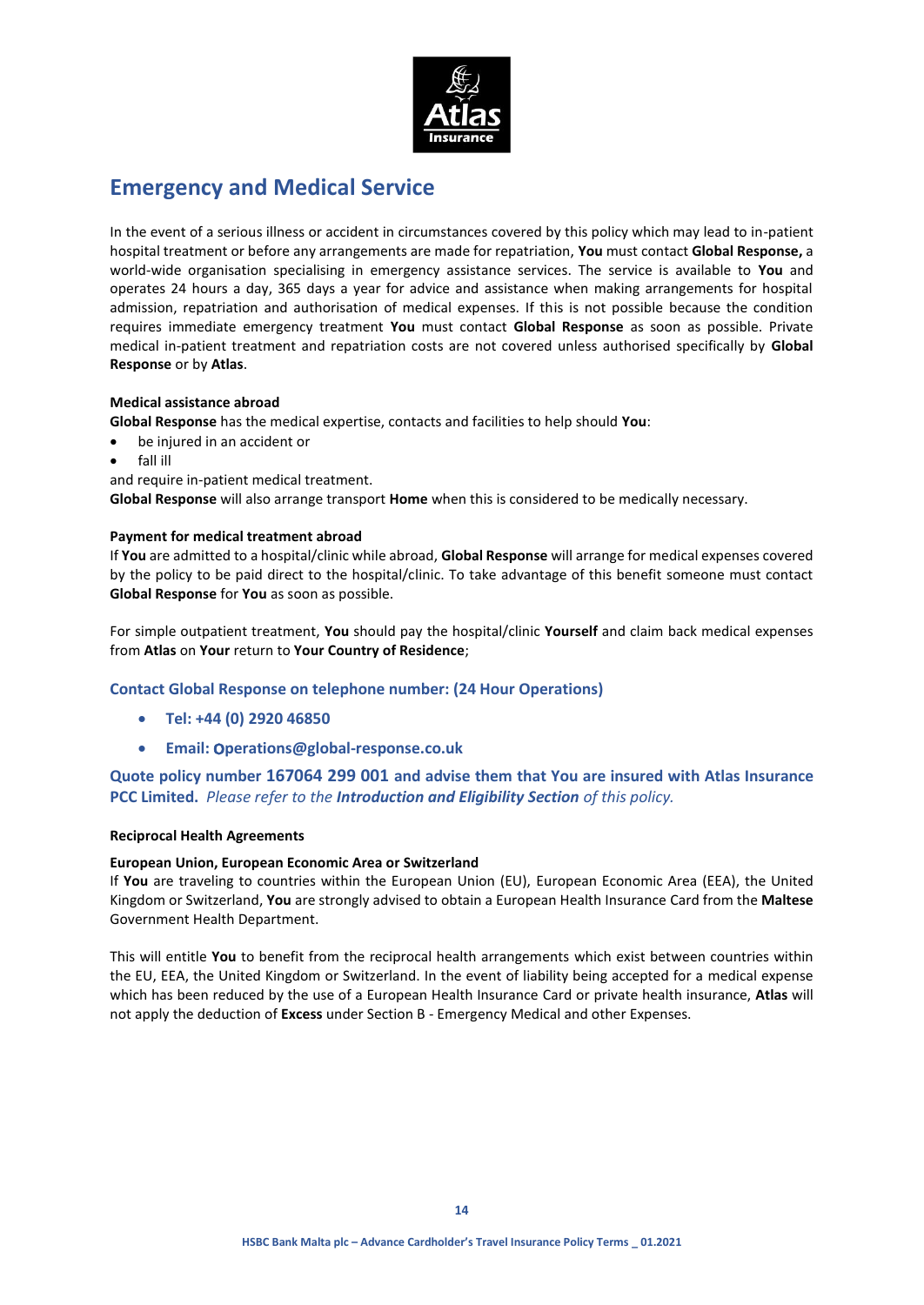## Emergency and Medical Service

In the event of a serious illness or accident in circumstances covered by this policy which may lead to in-patient hospital treatment or before any arrangements are made for repatriation, **You** must contact **Global Response,** a world-wide organisation specialising in emergency assistance services. The service is available to **You** and operates 24 hours a day, 365 days a year for advice and assistance when making arrangements for hospital admission, repatriation and authorisation of medical expenses. If this is not possible because the condition requires immediate emergency treatment **You** must contact **Global Response** as soon as possible. Private medical in-patient treatment and repatriation costs are not covered unless authorised specifically by **Global Response** or by **Atlas**.

**Medical assistance abroad**

**Global Response** has the medical expertise, contacts and facilities to help should **You**:

- be injured in an accident or
- fall ill

and require in-patient medical treatment.

**Global Response** will also arrange transport **Home** when this is considered to be medically necessary.

**Payment for medical treatment abroad**

If **You** are admitted to a hospital/clinic while abroad, **Global Response** will arrange for medical expenses covered by the policy to be paid direct to the hospital/clinic. To take advantage of this benefit someone must contact **Global Response** for **You** as soon as possible.

For simple outpatient treatment, **You** should pay the hospital/clinic **Yourself** and claim back medical expenses from **Atlas** on **Your** return to **Your Country of Residence**;

**Contact Global Response on telephone number: (24 Hour Operations)**

- **Tel: +44 (0) 2920 46850**
- **Email: Operations@global-response.co.uk**

**Quote policy number 167064 299 001 and advise them that You are insured with Atlas Insurance PCC Limited.** *Please refer to the* ***Introduction and Eligibility Section*** *of this policy.*

**Reciprocal Health Agreements**

**European Union, European Economic Area or Switzerland**

If **You** are traveling to countries within the European Union (EU), European Economic Area (EEA), the United Kingdom or Switzerland, **You** are strongly advised to obtain a European Health Insurance Card from the **Maltese** Government Health Department.

This will entitle **You** to benefit from the reciprocal health arrangements which exist between countries within the EU, EEA, the United Kingdom or Switzerland. In the event of liability being accepted for a medical expense which has been reduced by the use of a European Health Insurance Card or private health insurance, **Atlas** will not apply the deduction of **Excess** under Section B - Emergency Medical and other Expenses.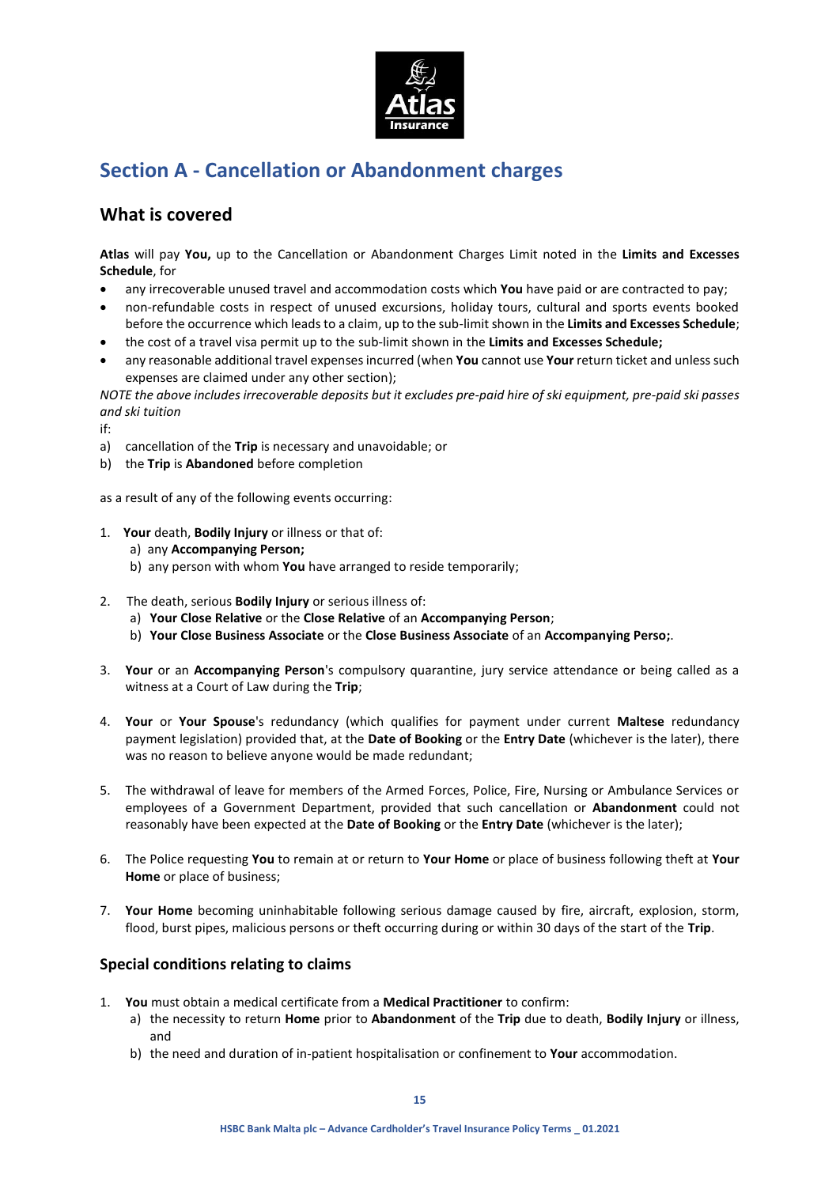## Section A - Cancellation or Abandonment charges

### What is covered

**Atlas** will pay **You,** up to the Cancellation or Abandonment Charges Limit noted in the **Limits and Excesses Schedule**, for

- any irrecoverable unused travel and accommodation costs which **You** have paid or are contracted to pay;
- non-refundable costs in respect of unused excursions, holiday tours, cultural and sports events booked before the occurrence which leads to a claim, up to the sub-limit shown in the **Limits and Excesses Schedule**;
- the cost of a travel visa permit up to the sub-limit shown in the **Limits and Excesses Schedule;**
- any reasonable additional travel expenses incurred (when **You** cannot use **Your** return ticket and unless such expenses are claimed under any other section);

*NOTE the above includes irrecoverable deposits but it excludes pre-paid hire of ski equipment, pre-paid ski passes and ski tuition*

if:

a) cancellation of the **Trip** is necessary and unavoidable; or
b) the **Trip** is **Abandoned** before completion

as a result of any of the following events occurring:

1. **Your** death, **Bodily Injury** or illness or that of:
   a) any **Accompanying Person;**
   b) any person with whom **You** have arranged to reside temporarily;

2. The death, serious **Bodily Injury** or serious illness of:
   a) **Your Close Relative** or the **Close Relative** of an **Accompanying Person**;
   b) **Your Close Business Associate** or the **Close Business Associate** of an **Accompanying Perso;**.

3. **Your** or an **Accompanying Person**'s compulsory quarantine, jury service attendance or being called as a witness at a Court of Law during the **Trip**;

4. **Your** or **Your Spouse**'s redundancy (which qualifies for payment under current **Maltese** redundancy payment legislation) provided that, at the **Date of Booking** or the **Entry Date** (whichever is the later), there was no reason to believe anyone would be made redundant;

5. The withdrawal of leave for members of the Armed Forces, Police, Fire, Nursing or Ambulance Services or employees of a Government Department, provided that such cancellation or **Abandonment** could not reasonably have been expected at the **Date of Booking** or the **Entry Date** (whichever is the later);

6. The Police requesting **You** to remain at or return to **Your Home** or place of business following theft at **Your Home** or place of business;

7. **Your Home** becoming uninhabitable following serious damage caused by fire, aircraft, explosion, storm, flood, burst pipes, malicious persons or theft occurring during or within 30 days of the start of the **Trip**.

### Special conditions relating to claims

1. **You** must obtain a medical certificate from a **Medical Practitioner** to confirm:
   a) the necessity to return **Home** prior to **Abandonment** of the **Trip** due to death, **Bodily Injury** or illness, and
   b) the need and duration of in-patient hospitalisation or confinement to **Your** accommodation.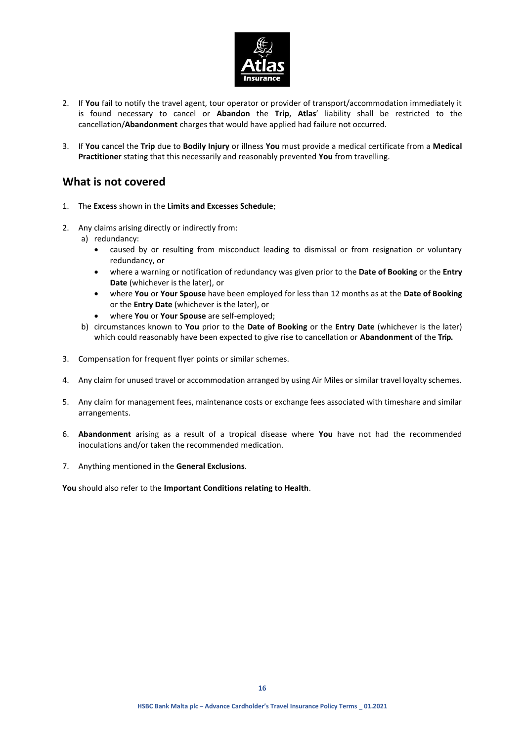2. If **You** fail to notify the travel agent, tour operator or provider of transport/accommodation immediately it is found necessary to cancel or **Abandon** the **Trip**, **Atlas**' liability shall be restricted to the cancellation/**Abandonment** charges that would have applied had failure not occurred.

3. If **You** cancel the **Trip** due to **Bodily Injury** or illness **You** must provide a medical certificate from a **Medical Practitioner** stating that this necessarily and reasonably prevented **You** from travelling.

## What is not covered

1. The **Excess** shown in the **Limits and Excesses Schedule**;

2. Any claims arising directly or indirectly from:
   a) redundancy:
      - caused by or resulting from misconduct leading to dismissal or from resignation or voluntary redundancy, or
      - where a warning or notification of redundancy was given prior to the **Date of Booking** or the **Entry Date** (whichever is the later), or
      - where **You** or **Your Spouse** have been employed for less than 12 months as at the **Date of Booking** or the **Entry Date** (whichever is the later), or
      - where **You** or **Your Spouse** are self-employed;

   b) circumstances known to **You** prior to the **Date of Booking** or the **Entry Date** (whichever is the later) which could reasonably have been expected to give rise to cancellation or **Abandonment** of the **Trip.**

3. Compensation for frequent flyer points or similar schemes.

4. Any claim for unused travel or accommodation arranged by using Air Miles or similar travel loyalty schemes.

5. Any claim for management fees, maintenance costs or exchange fees associated with timeshare and similar arrangements.

6. **Abandonment** arising as a result of a tropical disease where **You** have not had the recommended inoculations and/or taken the recommended medication.

7. Anything mentioned in the **General Exclusions**.

**You** should also refer to the **Important Conditions relating to Health**.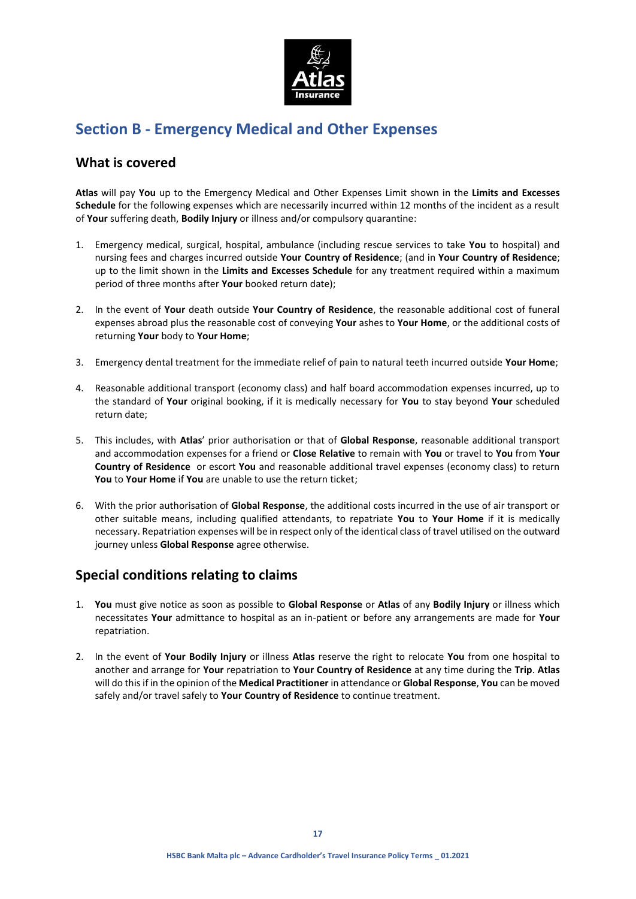## Section B - Emergency Medical and Other Expenses

### What is covered

**Atlas** will pay **You** up to the Emergency Medical and Other Expenses Limit shown in the **Limits and Excesses Schedule** for the following expenses which are necessarily incurred within 12 months of the incident as a result of **Your** suffering death, **Bodily Injury** or illness and/or compulsory quarantine:

1. Emergency medical, surgical, hospital, ambulance (including rescue services to take **You** to hospital) and nursing fees and charges incurred outside **Your Country of Residence**; (and in **Your Country of Residence**; up to the limit shown in the **Limits and Excesses Schedule** for any treatment required within a maximum period of three months after **Your** booked return date);

2. In the event of **Your** death outside **Your Country of Residence**, the reasonable additional cost of funeral expenses abroad plus the reasonable cost of conveying **Your** ashes to **Your Home**, or the additional costs of returning **Your** body to **Your Home**;

3. Emergency dental treatment for the immediate relief of pain to natural teeth incurred outside **Your Home**;

4. Reasonable additional transport (economy class) and half board accommodation expenses incurred, up to the standard of **Your** original booking, if it is medically necessary for **You** to stay beyond **Your** scheduled return date;

5. This includes, with **Atlas**' prior authorisation or that of **Global Response**, reasonable additional transport and accommodation expenses for a friend or **Close Relative** to remain with **You** or travel to **You** from **Your Country of Residence** or escort **You** and reasonable additional travel expenses (economy class) to return **You** to **Your Home** if **You** are unable to use the return ticket;

6. With the prior authorisation of **Global Response**, the additional costs incurred in the use of air transport or other suitable means, including qualified attendants, to repatriate **You** to **Your Home** if it is medically necessary. Repatriation expenses will be in respect only of the identical class of travel utilised on the outward journey unless **Global Response** agree otherwise.

### Special conditions relating to claims

1. **You** must give notice as soon as possible to **Global Response** or **Atlas** of any **Bodily Injury** or illness which necessitates **Your** admittance to hospital as an in-patient or before any arrangements are made for **Your** repatriation.

2. In the event of **Your Bodily Injury** or illness **Atlas** reserve the right to relocate **You** from one hospital to another and arrange for **Your** repatriation to **Your Country of Residence** at any time during the **Trip**. **Atlas** will do this if in the opinion of the **Medical Practitioner** in attendance or **Global Response**, **You** can be moved safely and/or travel safely to **Your Country of Residence** to continue treatment.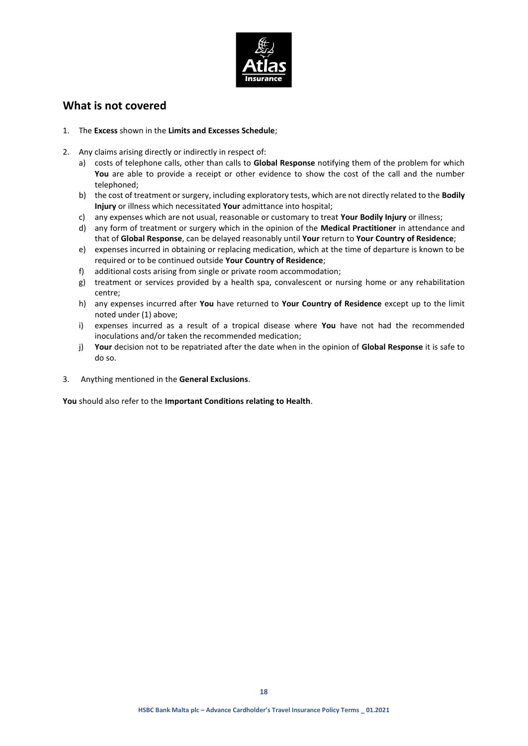## What is not covered

1. The **Excess** shown in the **Limits and Excesses Schedule**;

2. Any claims arising directly or indirectly in respect of:
   a) costs of telephone calls, other than calls to **Global Response** notifying them of the problem for which **You** are able to provide a receipt or other evidence to show the cost of the call and the number telephoned;
   b) the cost of treatment or surgery, including exploratory tests, which are not directly related to the **Bodily Injury** or illness which necessitated **Your** admittance into hospital;
   c) any expenses which are not usual, reasonable or customary to treat **Your Bodily Injury** or illness;
   d) any form of treatment or surgery which in the opinion of the **Medical Practitioner** in attendance and that of **Global Response**, can be delayed reasonably until **Your** return to **Your Country of Residence**;
   e) expenses incurred in obtaining or replacing medication, which at the time of departure is known to be required or to be continued outside **Your Country of Residence**;
   f) additional costs arising from single or private room accommodation;
   g) treatment or services provided by a health spa, convalescent or nursing home or any rehabilitation centre;
   h) any expenses incurred after **You** have returned to **Your Country of Residence** except up to the limit noted under (1) above;
   i) expenses incurred as a result of a tropical disease where **You** have not had the recommended inoculations and/or taken the recommended medication;
   j) **Your** decision not to be repatriated after the date when in the opinion of **Global Response** it is safe to do so.

3. Anything mentioned in the **General Exclusions**.

**You** should also refer to the **Important Conditions relating to Health**.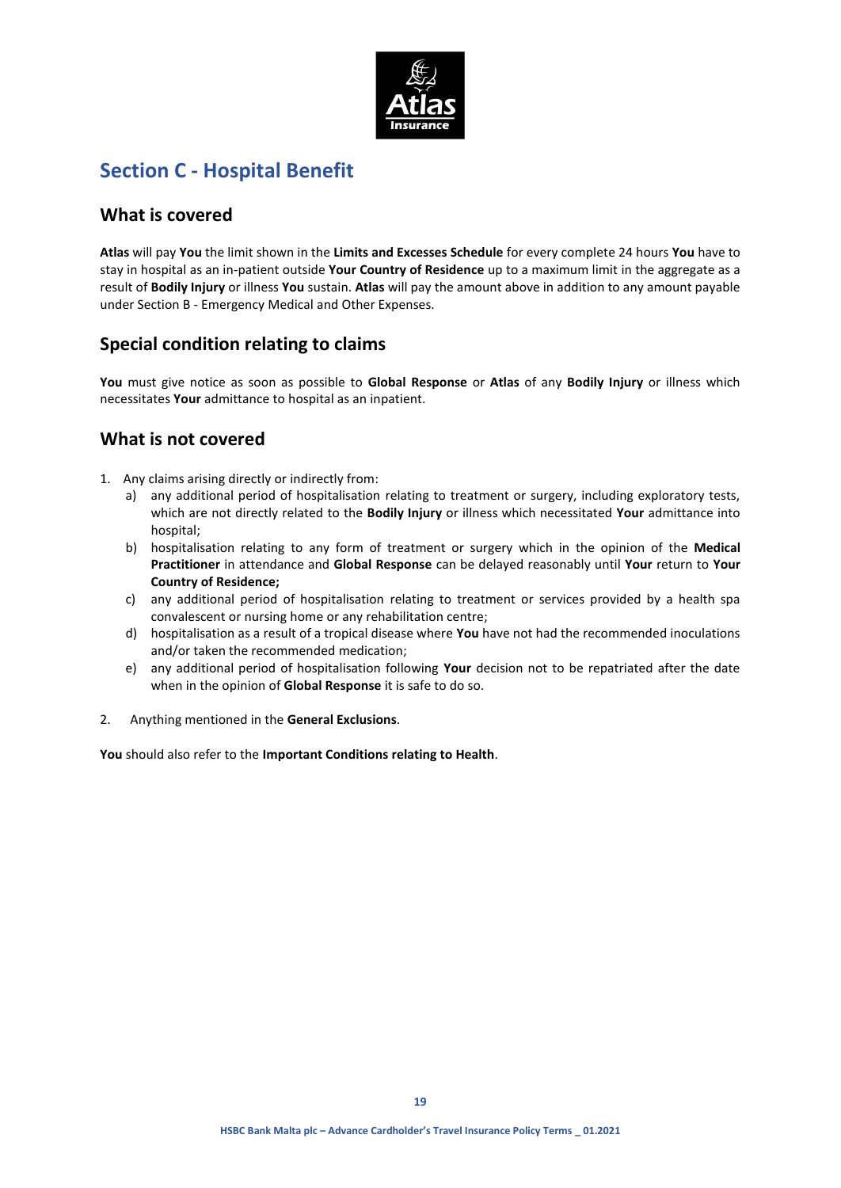## Section C - Hospital Benefit

### What is covered

**Atlas** will pay **You** the limit shown in the **Limits and Excesses Schedule** for every complete 24 hours **You** have to stay in hospital as an in-patient outside **Your Country of Residence** up to a maximum limit in the aggregate as a result of **Bodily Injury** or illness **You** sustain. **Atlas** will pay the amount above in addition to any amount payable under Section B - Emergency Medical and Other Expenses.

### Special condition relating to claims

**You** must give notice as soon as possible to **Global Response** or **Atlas** of any **Bodily Injury** or illness which necessitates **Your** admittance to hospital as an inpatient.

### What is not covered

1. Any claims arising directly or indirectly from:
   a) any additional period of hospitalisation relating to treatment or surgery, including exploratory tests, which are not directly related to the **Bodily Injury** or illness which necessitated **Your** admittance into hospital;
   b) hospitalisation relating to any form of treatment or surgery which in the opinion of the **Medical Practitioner** in attendance and **Global Response** can be delayed reasonably until **Your** return to **Your Country of Residence;**
   c) any additional period of hospitalisation relating to treatment or services provided by a health spa convalescent or nursing home or any rehabilitation centre;
   d) hospitalisation as a result of a tropical disease where **You** have not had the recommended inoculations and/or taken the recommended medication;
   e) any additional period of hospitalisation following **Your** decision not to be repatriated after the date when in the opinion of **Global Response** it is safe to do so.
2. Anything mentioned in the **General Exclusions**.

**You** should also refer to the **Important Conditions relating to Health**.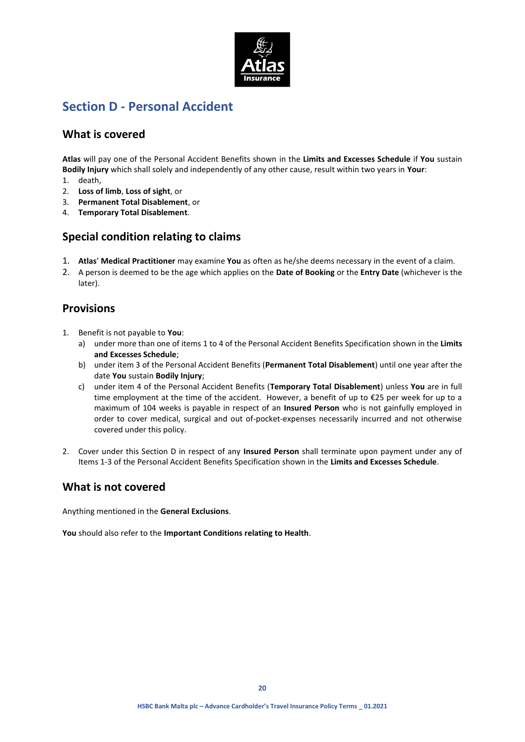# Section D - Personal Accident

## What is covered

**Atlas** will pay one of the Personal Accident Benefits shown in the **Limits and Excesses Schedule** if **You** sustain **Bodily Injury** which shall solely and independently of any other cause, result within two years in **Your**:

1. death,
2. **Loss of limb**, **Loss of sight**, or
3. **Permanent Total Disablement**, or
4. **Temporary Total Disablement**.

## Special condition relating to claims

1. **Atlas**' **Medical Practitioner** may examine **You** as often as he/she deems necessary in the event of a claim.
2. A person is deemed to be the age which applies on the **Date of Booking** or the **Entry Date** (whichever is the later).

## Provisions

1. Benefit is not payable to **You**:
   a) under more than one of items 1 to 4 of the Personal Accident Benefits Specification shown in the **Limits and Excesses Schedule**;
   b) under item 3 of the Personal Accident Benefits (**Permanent Total Disablement**) until one year after the date **You** sustain **Bodily Injury**;
   c) under item 4 of the Personal Accident Benefits (**Temporary Total Disablement**) unless **You** are in full time employment at the time of the accident. However, a benefit of up to €25 per week for up to a maximum of 104 weeks is payable in respect of an **Insured Person** who is not gainfully employed in order to cover medical, surgical and out of-pocket-expenses necessarily incurred and not otherwise covered under this policy.

2. Cover under this Section D in respect of any **Insured Person** shall terminate upon payment under any of Items 1-3 of the Personal Accident Benefits Specification shown in the **Limits and Excesses Schedule**.

## What is not covered

Anything mentioned in the **General Exclusions**.

**You** should also refer to the **Important Conditions relating to Health**.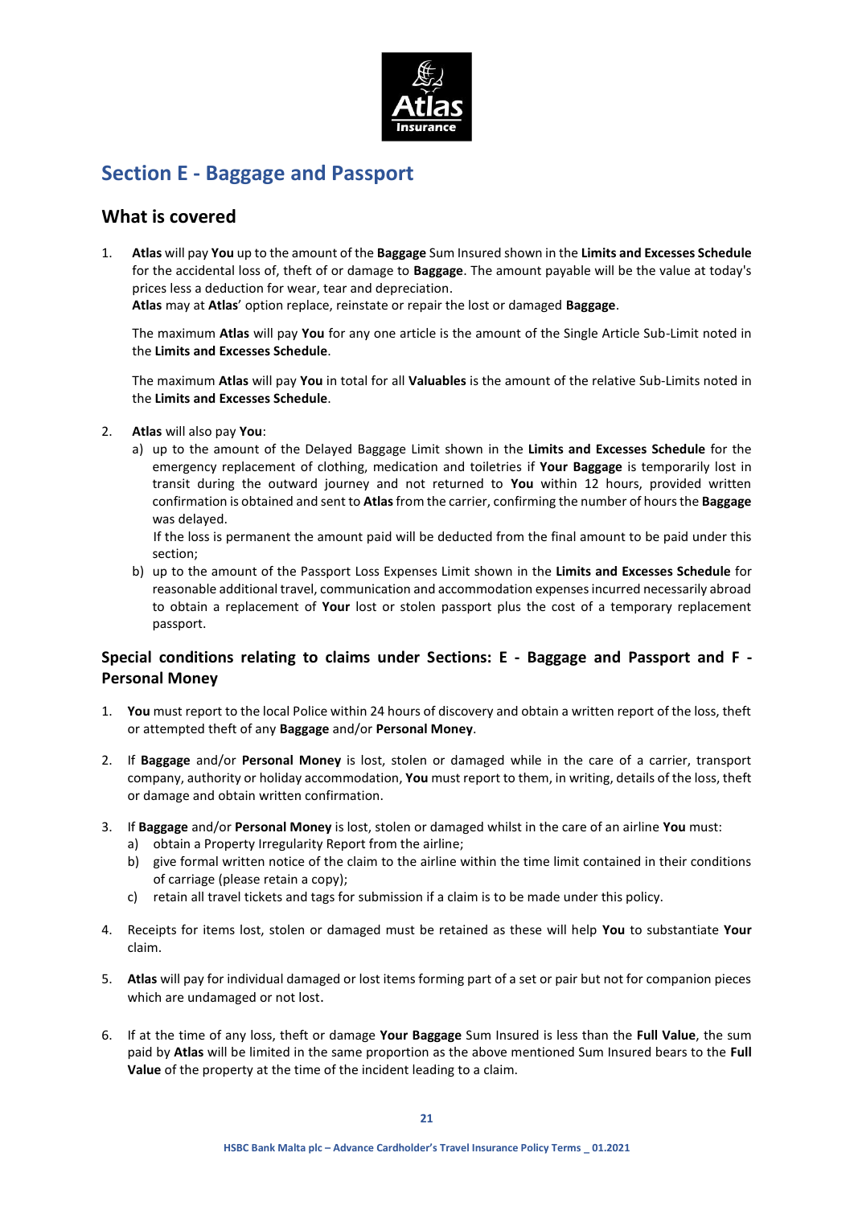## Section E - Baggage and Passport

### What is covered

1. **Atlas** will pay **You** up to the amount of the **Baggage** Sum Insured shown in the **Limits and Excesses Schedule** for the accidental loss of, theft of or damage to **Baggage**. The amount payable will be the value at today's prices less a deduction for wear, tear and depreciation.
   **Atlas** may at **Atlas**' option replace, reinstate or repair the lost or damaged **Baggage**.

   The maximum **Atlas** will pay **You** for any one article is the amount of the Single Article Sub-Limit noted in the **Limits and Excesses Schedule**.

   The maximum **Atlas** will pay **You** in total for all **Valuables** is the amount of the relative Sub-Limits noted in the **Limits and Excesses Schedule**.

2. **Atlas** will also pay **You**:
   a) up to the amount of the Delayed Baggage Limit shown in the **Limits and Excesses Schedule** for the emergency replacement of clothing, medication and toiletries if **Your Baggage** is temporarily lost in transit during the outward journey and not returned to **You** within 12 hours, provided written confirmation is obtained and sent to **Atlas** from the carrier, confirming the number of hours the **Baggage** was delayed.
      If the loss is permanent the amount paid will be deducted from the final amount to be paid under this section;
   b) up to the amount of the Passport Loss Expenses Limit shown in the **Limits and Excesses Schedule** for reasonable additional travel, communication and accommodation expenses incurred necessarily abroad to obtain a replacement of **Your** lost or stolen passport plus the cost of a temporary replacement passport.

### Special conditions relating to claims under Sections: E - Baggage and Passport and F - Personal Money

1. **You** must report to the local Police within 24 hours of discovery and obtain a written report of the loss, theft or attempted theft of any **Baggage** and/or **Personal Money**.

2. If **Baggage** and/or **Personal Money** is lost, stolen or damaged while in the care of a carrier, transport company, authority or holiday accommodation, **You** must report to them, in writing, details of the loss, theft or damage and obtain written confirmation.

3. If **Baggage** and/or **Personal Money** is lost, stolen or damaged whilst in the care of an airline **You** must:
   a) obtain a Property Irregularity Report from the airline;
   b) give formal written notice of the claim to the airline within the time limit contained in their conditions of carriage (please retain a copy);
   c) retain all travel tickets and tags for submission if a claim is to be made under this policy.

4. Receipts for items lost, stolen or damaged must be retained as these will help **You** to substantiate **Your** claim.

5. **Atlas** will pay for individual damaged or lost items forming part of a set or pair but not for companion pieces which are undamaged or not lost.

6. If at the time of any loss, theft or damage **Your Baggage** Sum Insured is less than the **Full Value**, the sum paid by **Atlas** will be limited in the same proportion as the above mentioned Sum Insured bears to the **Full Value** of the property at the time of the incident leading to a claim.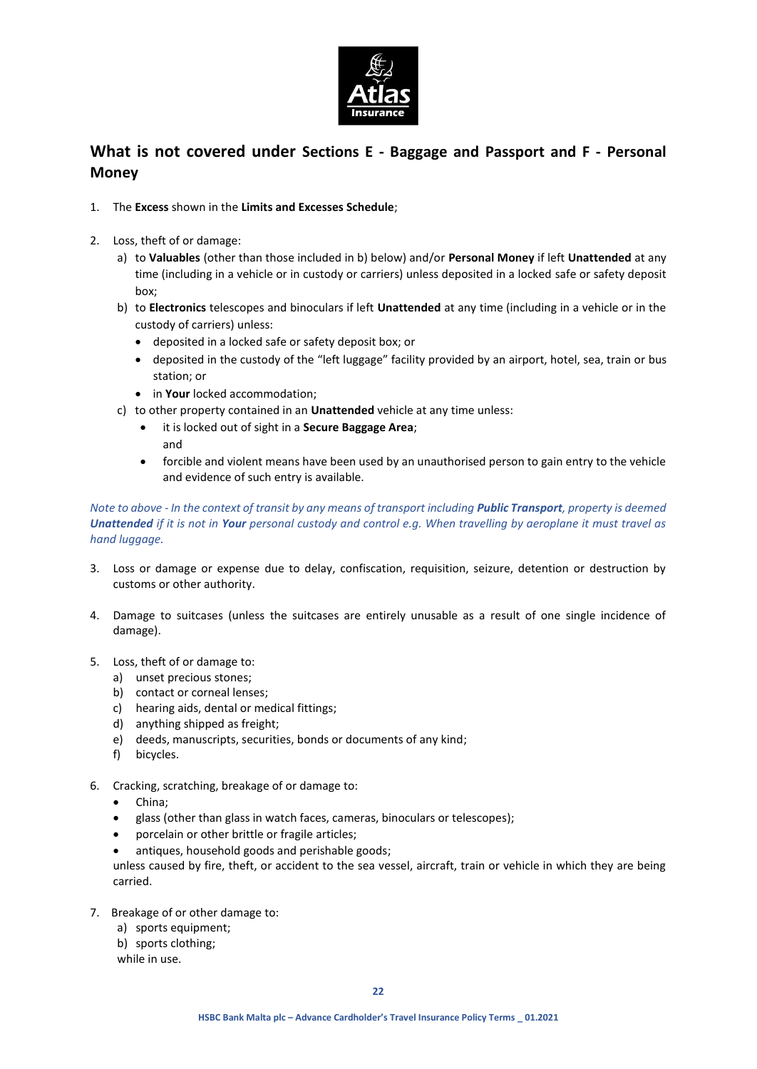## What is not covered under Sections E - Baggage and Passport and F - Personal Money

1. The **Excess** shown in the **Limits and Excesses Schedule**;

2. Loss, theft of or damage:
   a) to **Valuables** (other than those included in b) below) and/or **Personal Money** if left **Unattended** at any time (including in a vehicle or in custody or carriers) unless deposited in a locked safe or safety deposit box;
   b) to **Electronics** telescopes and binoculars if left **Unattended** at any time (including in a vehicle or in the custody of carriers) unless:
      - deposited in a locked safe or safety deposit box; or
      - deposited in the custody of the "left luggage" facility provided by an airport, hotel, sea, train or bus station; or
      - in **Your** locked accommodation;
   c) to other property contained in an **Unattended** vehicle at any time unless:
      - it is locked out of sight in a **Secure Baggage Area**;
        and
      - forcible and violent means have been used by an unauthorised person to gain entry to the vehicle and evidence of such entry is available.

*Note to above - In the context of transit by any means of transport including **Public Transport**, property is deemed **Unattended** if it is not in **Your** personal custody and control e.g. When travelling by aeroplane it must travel as hand luggage.*

3. Loss or damage or expense due to delay, confiscation, requisition, seizure, detention or destruction by customs or other authority.

4. Damage to suitcases (unless the suitcases are entirely unusable as a result of one single incidence of damage).

5. Loss, theft of or damage to:
   a) unset precious stones;
   b) contact or corneal lenses;
   c) hearing aids, dental or medical fittings;
   d) anything shipped as freight;
   e) deeds, manuscripts, securities, bonds or documents of any kind;
   f) bicycles.

6. Cracking, scratching, breakage of or damage to:
   - China;
   - glass (other than glass in watch faces, cameras, binoculars or telescopes);
   - porcelain or other brittle or fragile articles;
   - antiques, household goods and perishable goods;

   unless caused by fire, theft, or accident to the sea vessel, aircraft, train or vehicle in which they are being carried.

7. Breakage of or other damage to:
   a) sports equipment;
   b) sports clothing;

   while in use.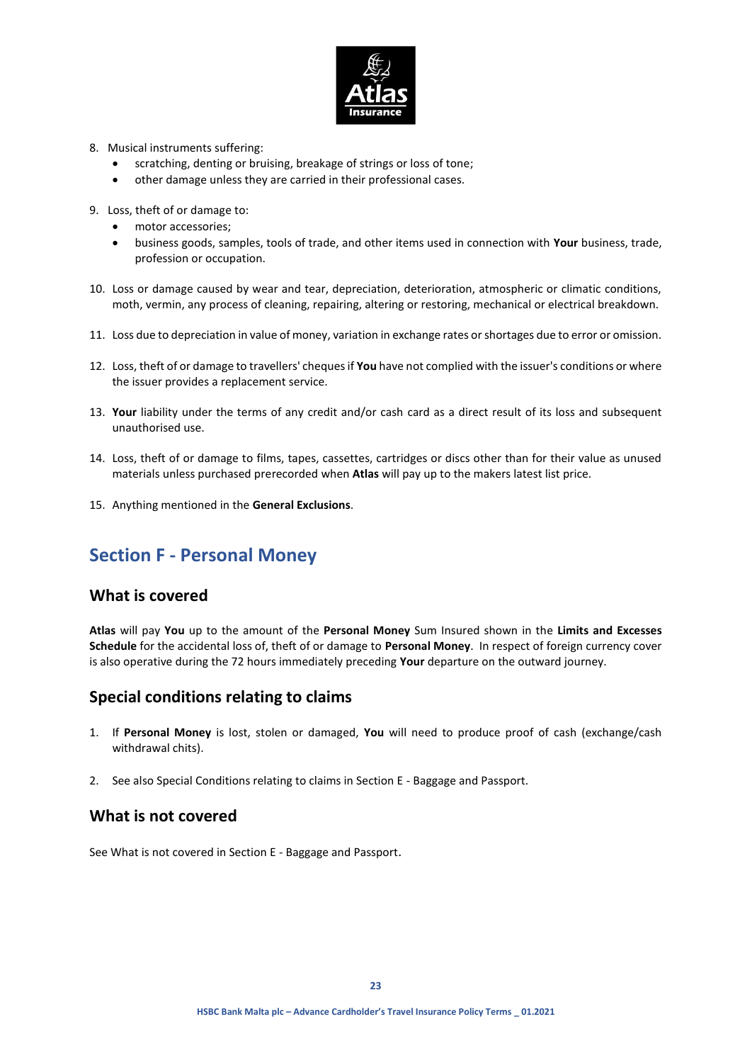8. Musical instruments suffering:
   - scratching, denting or bruising, breakage of strings or loss of tone;
   - other damage unless they are carried in their professional cases.

9. Loss, theft of or damage to:
   - motor accessories;
   - business goods, samples, tools of trade, and other items used in connection with **Your** business, trade, profession or occupation.

10. Loss or damage caused by wear and tear, depreciation, deterioration, atmospheric or climatic conditions, moth, vermin, any process of cleaning, repairing, altering or restoring, mechanical or electrical breakdown.

11. Loss due to depreciation in value of money, variation in exchange rates or shortages due to error or omission.

12. Loss, theft of or damage to travellers' cheques if **You** have not complied with the issuer's conditions or where the issuer provides a replacement service.

13. **Your** liability under the terms of any credit and/or cash card as a direct result of its loss and subsequent unauthorised use.

14. Loss, theft of or damage to films, tapes, cassettes, cartridges or discs other than for their value as unused materials unless purchased prerecorded when **Atlas** will pay up to the makers latest list price.

15. Anything mentioned in the **General Exclusions**.

## Section F - Personal Money

### What is covered

**Atlas** will pay **You** up to the amount of the **Personal Money** Sum Insured shown in the **Limits and Excesses Schedule** for the accidental loss of, theft of or damage to **Personal Money**. In respect of foreign currency cover is also operative during the 72 hours immediately preceding **Your** departure on the outward journey.

### Special conditions relating to claims

1. If **Personal Money** is lost, stolen or damaged, **You** will need to produce proof of cash (exchange/cash withdrawal chits).

2. See also Special Conditions relating to claims in Section E - Baggage and Passport.

### What is not covered

See What is not covered in Section E - Baggage and Passport.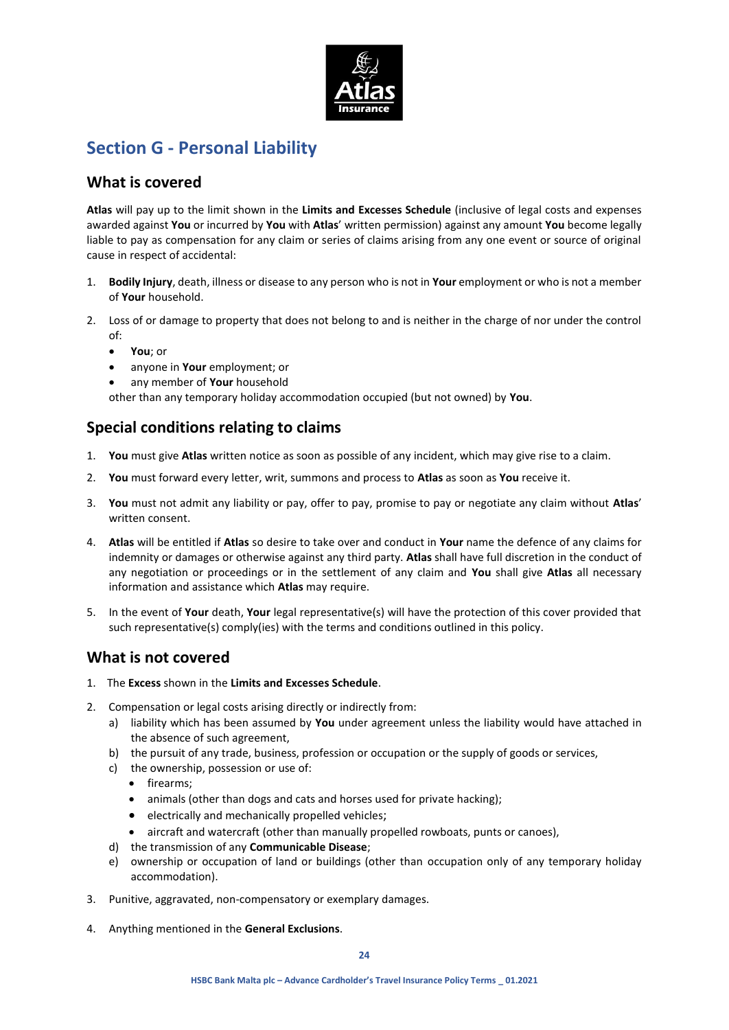## Section G - Personal Liability

### What is covered

**Atlas** will pay up to the limit shown in the **Limits and Excesses Schedule** (inclusive of legal costs and expenses awarded against **You** or incurred by **You** with **Atlas**' written permission) against any amount **You** become legally liable to pay as compensation for any claim or series of claims arising from any one event or source of original cause in respect of accidental:

1. **Bodily Injury**, death, illness or disease to any person who is not in **Your** employment or who is not a member of **Your** household.
2. Loss of or damage to property that does not belong to and is neither in the charge of nor under the control of:
   - **You**; or
   - anyone in **Your** employment; or
   - any member of **Your** household

   other than any temporary holiday accommodation occupied (but not owned) by **You**.

### Special conditions relating to claims

1. **You** must give **Atlas** written notice as soon as possible of any incident, which may give rise to a claim.
2. **You** must forward every letter, writ, summons and process to **Atlas** as soon as **You** receive it.
3. **You** must not admit any liability or pay, offer to pay, promise to pay or negotiate any claim without **Atlas**' written consent.
4. **Atlas** will be entitled if **Atlas** so desire to take over and conduct in **Your** name the defence of any claims for indemnity or damages or otherwise against any third party. **Atlas** shall have full discretion in the conduct of any negotiation or proceedings or in the settlement of any claim and **You** shall give **Atlas** all necessary information and assistance which **Atlas** may require.
5. In the event of **Your** death, **Your** legal representative(s) will have the protection of this cover provided that such representative(s) comply(ies) with the terms and conditions outlined in this policy.

### What is not covered

1. The **Excess** shown in the **Limits and Excesses Schedule**.
2. Compensation or legal costs arising directly or indirectly from:
   a) liability which has been assumed by **You** under agreement unless the liability would have attached in the absence of such agreement,
   b) the pursuit of any trade, business, profession or occupation or the supply of goods or services,
   c) the ownership, possession or use of:
      - firearms;
      - animals (other than dogs and cats and horses used for private hacking);
      - electrically and mechanically propelled vehicles;
      - aircraft and watercraft (other than manually propelled rowboats, punts or canoes),
   d) the transmission of any **Communicable Disease**;
   e) ownership or occupation of land or buildings (other than occupation only of any temporary holiday accommodation).
3. Punitive, aggravated, non-compensatory or exemplary damages.
4. Anything mentioned in the **General Exclusions**.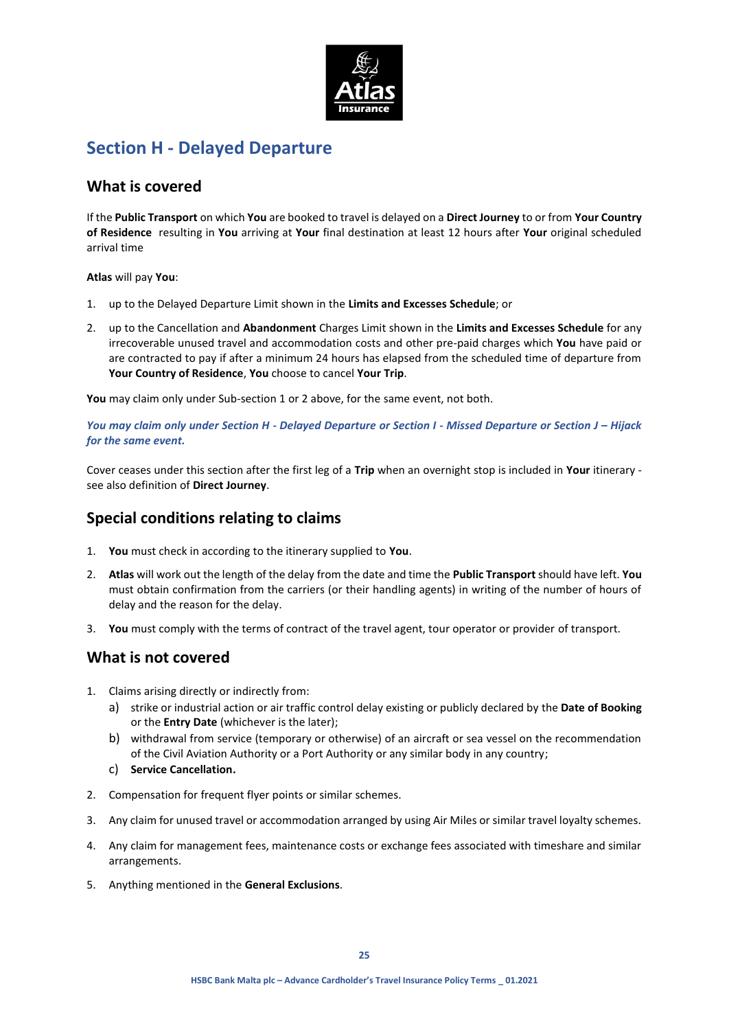# Section H - Delayed Departure

## What is covered

If the **Public Transport** on which **You** are booked to travel is delayed on a **Direct Journey** to or from **Your Country of Residence** resulting in **You** arriving at **Your** final destination at least 12 hours after **Your** original scheduled arrival time

**Atlas** will pay **You**:

1. up to the Delayed Departure Limit shown in the **Limits and Excesses Schedule**; or
2. up to the Cancellation and **Abandonment** Charges Limit shown in the **Limits and Excesses Schedule** for any irrecoverable unused travel and accommodation costs and other pre-paid charges which **You** have paid or are contracted to pay if after a minimum 24 hours has elapsed from the scheduled time of departure from **Your Country of Residence**, **You** choose to cancel **Your Trip**.

**You** may claim only under Sub-section 1 or 2 above, for the same event, not both.

***You may claim only under Section H - Delayed Departure or Section I - Missed Departure or Section J – Hijack for the same event.***

Cover ceases under this section after the first leg of a **Trip** when an overnight stop is included in **Your** itinerary - see also definition of **Direct Journey**.

## Special conditions relating to claims

1. **You** must check in according to the itinerary supplied to **You**.
2. **Atlas** will work out the length of the delay from the date and time the **Public Transport** should have left. **You** must obtain confirmation from the carriers (or their handling agents) in writing of the number of hours of delay and the reason for the delay.
3. **You** must comply with the terms of contract of the travel agent, tour operator or provider of transport.

## What is not covered

1. Claims arising directly or indirectly from:
   a) strike or industrial action or air traffic control delay existing or publicly declared by the **Date of Booking** or the **Entry Date** (whichever is the later);
   b) withdrawal from service (temporary or otherwise) of an aircraft or sea vessel on the recommendation of the Civil Aviation Authority or a Port Authority or any similar body in any country;
   c) **Service Cancellation.**
2. Compensation for frequent flyer points or similar schemes.
3. Any claim for unused travel or accommodation arranged by using Air Miles or similar travel loyalty schemes.
4. Any claim for management fees, maintenance costs or exchange fees associated with timeshare and similar arrangements.
5. Anything mentioned in the **General Exclusions**.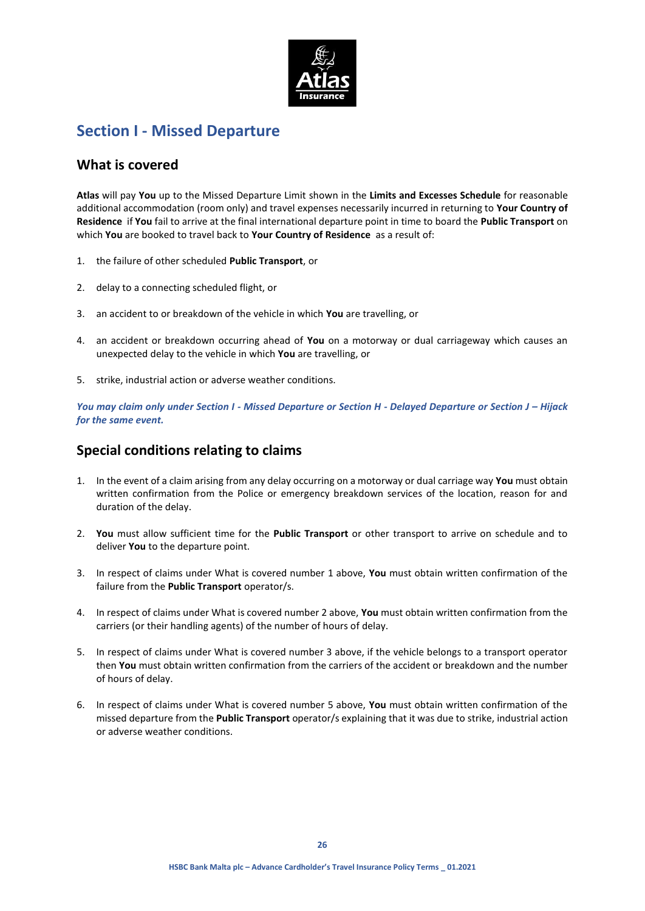# Section I - Missed Departure

## What is covered

**Atlas** will pay **You** up to the Missed Departure Limit shown in the **Limits and Excesses Schedule** for reasonable additional accommodation (room only) and travel expenses necessarily incurred in returning to **Your Country of Residence** if **You** fail to arrive at the final international departure point in time to board the **Public Transport** on which **You** are booked to travel back to **Your Country of Residence** as a result of:

1. the failure of other scheduled **Public Transport**, or
2. delay to a connecting scheduled flight, or
3. an accident to or breakdown of the vehicle in which **You** are travelling, or
4. an accident or breakdown occurring ahead of **You** on a motorway or dual carriageway which causes an unexpected delay to the vehicle in which **You** are travelling, or
5. strike, industrial action or adverse weather conditions.

***You may claim only under Section I - Missed Departure or Section H - Delayed Departure or Section J – Hijack for the same event.***

## Special conditions relating to claims

1. In the event of a claim arising from any delay occurring on a motorway or dual carriage way **You** must obtain written confirmation from the Police or emergency breakdown services of the location, reason for and duration of the delay.
2. **You** must allow sufficient time for the **Public Transport** or other transport to arrive on schedule and to deliver **You** to the departure point.
3. In respect of claims under What is covered number 1 above, **You** must obtain written confirmation of the failure from the **Public Transport** operator/s.
4. In respect of claims under What is covered number 2 above, **You** must obtain written confirmation from the carriers (or their handling agents) of the number of hours of delay.
5. In respect of claims under What is covered number 3 above, if the vehicle belongs to a transport operator then **You** must obtain written confirmation from the carriers of the accident or breakdown and the number of hours of delay.
6. In respect of claims under What is covered number 5 above, **You** must obtain written confirmation of the missed departure from the **Public Transport** operator/s explaining that it was due to strike, industrial action or adverse weather conditions.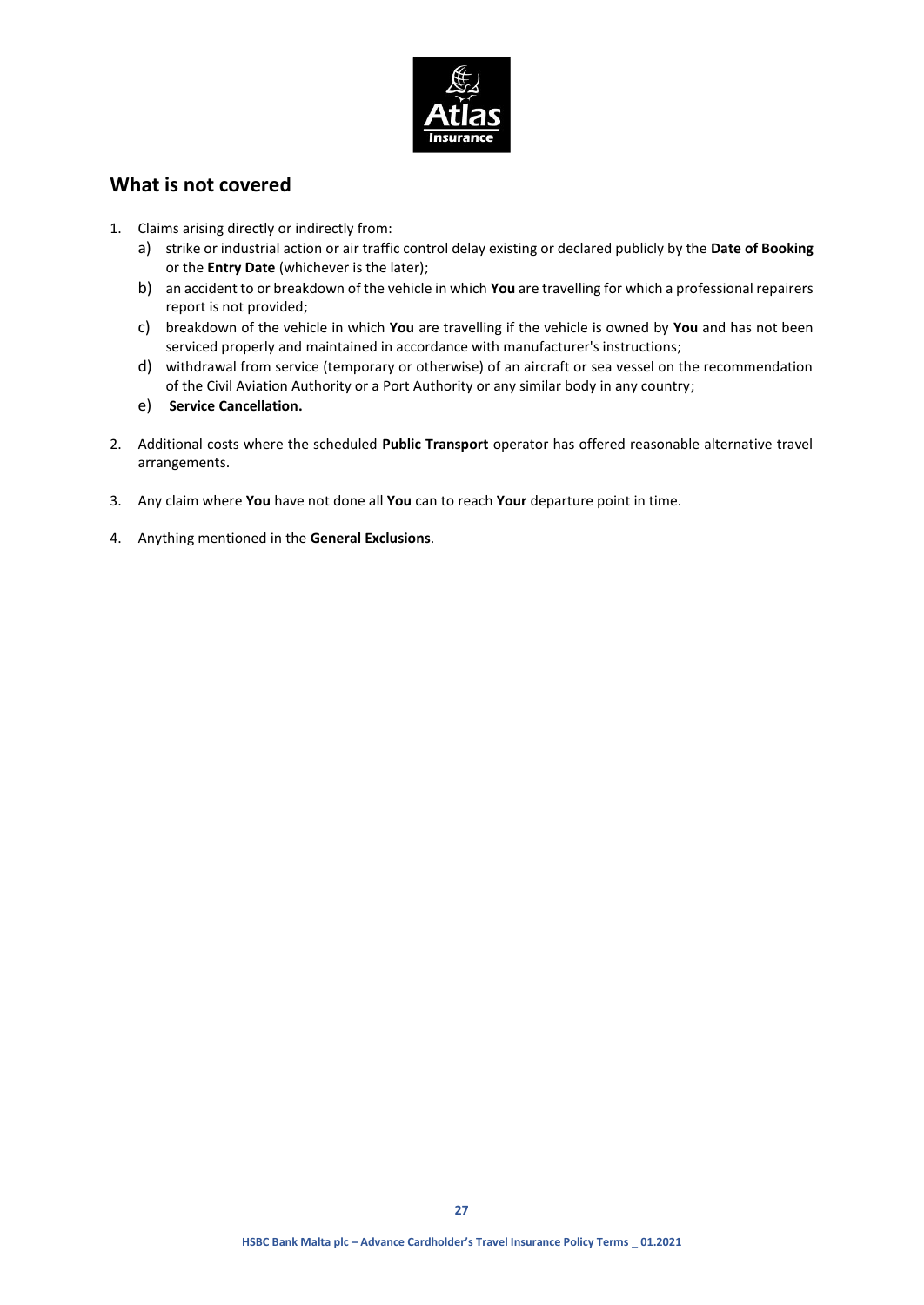## What is not covered

1. Claims arising directly or indirectly from:
   a) strike or industrial action or air traffic control delay existing or declared publicly by the **Date of Booking** or the **Entry Date** (whichever is the later);
   b) an accident to or breakdown of the vehicle in which **You** are travelling for which a professional repairers report is not provided;
   c) breakdown of the vehicle in which **You** are travelling if the vehicle is owned by **You** and has not been serviced properly and maintained in accordance with manufacturer's instructions;
   d) withdrawal from service (temporary or otherwise) of an aircraft or sea vessel on the recommendation of the Civil Aviation Authority or a Port Authority or any similar body in any country;
   e) **Service Cancellation.**

2. Additional costs where the scheduled **Public Transport** operator has offered reasonable alternative travel arrangements.

3. Any claim where **You** have not done all **You** can to reach **Your** departure point in time.

4. Anything mentioned in the **General Exclusions**.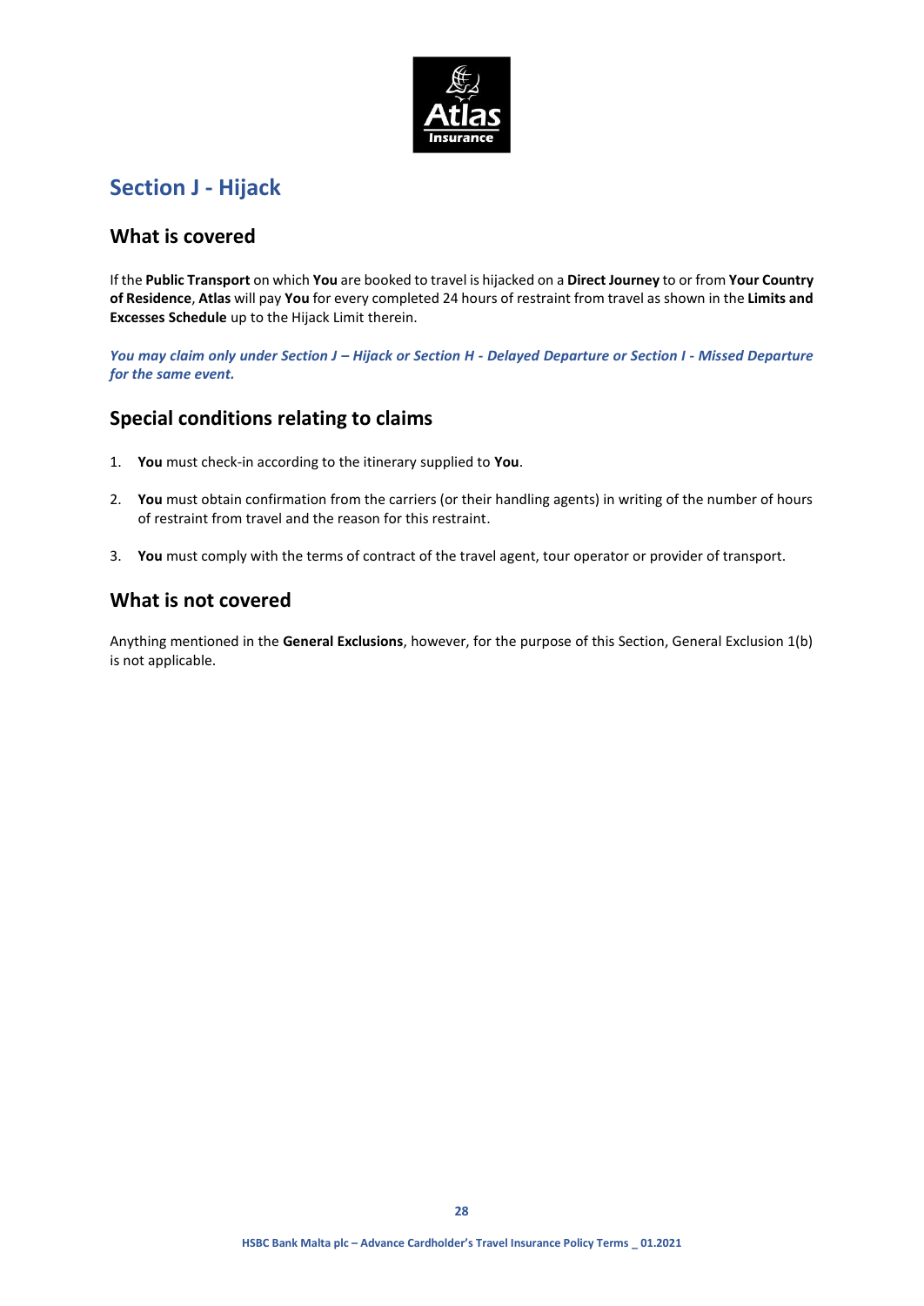## Section J - Hijack

### What is covered

If the **Public Transport** on which **You** are booked to travel is hijacked on a **Direct Journey** to or from **Your Country of Residence**, **Atlas** will pay **You** for every completed 24 hours of restraint from travel as shown in the **Limits and Excesses Schedule** up to the Hijack Limit therein.

***You may claim only under Section J – Hijack or Section H - Delayed Departure or Section I - Missed Departure for the same event.***

### Special conditions relating to claims

1. **You** must check-in according to the itinerary supplied to **You**.
2. **You** must obtain confirmation from the carriers (or their handling agents) in writing of the number of hours of restraint from travel and the reason for this restraint.
3. **You** must comply with the terms of contract of the travel agent, tour operator or provider of transport.

### What is not covered

Anything mentioned in the **General Exclusions**, however, for the purpose of this Section, General Exclusion 1(b) is not applicable.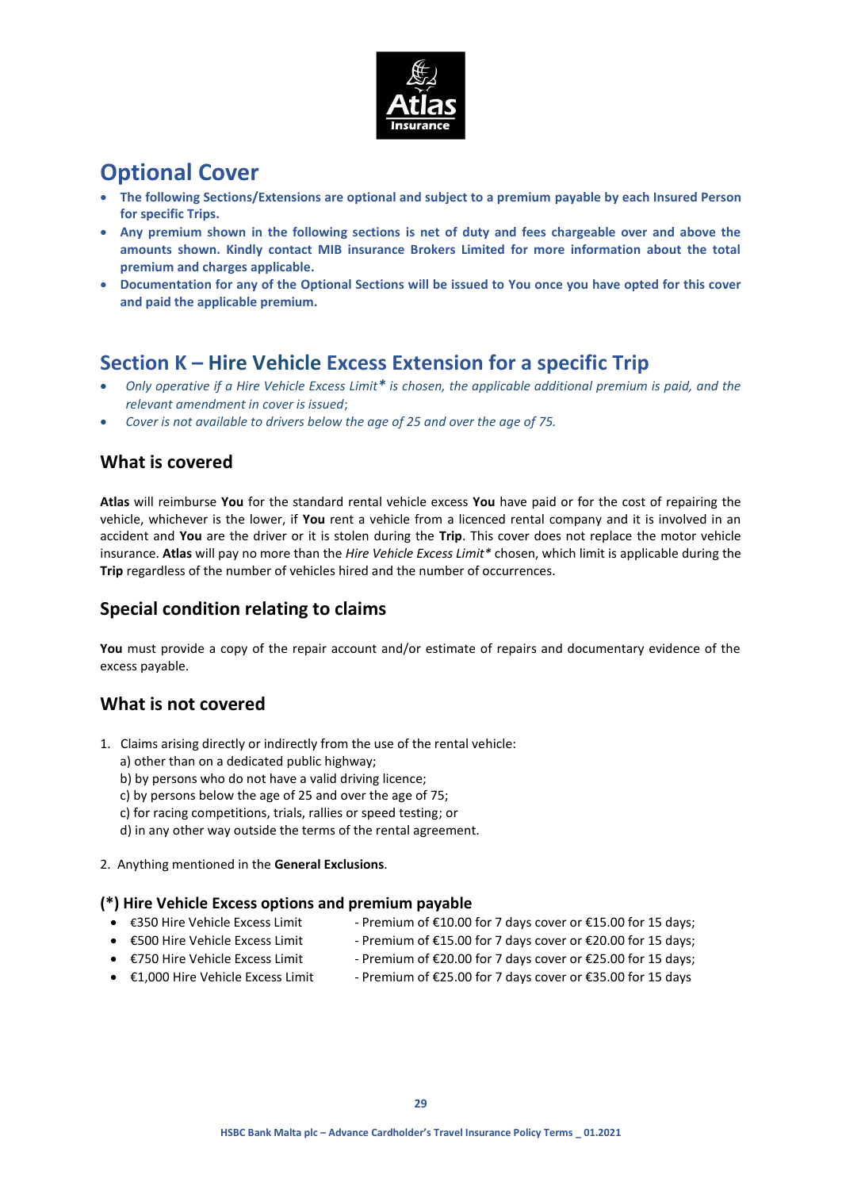# Optional Cover

- **The following Sections/Extensions are optional and subject to a premium payable by each Insured Person for specific Trips.**
- **Any premium shown in the following sections is net of duty and fees chargeable over and above the amounts shown. Kindly contact MIB insurance Brokers Limited for more information about the total premium and charges applicable.**
- **Documentation for any of the Optional Sections will be issued to You once you have opted for this cover and paid the applicable premium.**

## Section K – Hire Vehicle Excess Extension for a specific Trip

- *Only operative if a Hire Vehicle Excess Limit**** is chosen, the applicable additional premium is paid, and the relevant amendment in cover is issued;*
- *Cover is not available to drivers below the age of 25 and over the age of 75.*

### What is covered

**Atlas** will reimburse **You** for the standard rental vehicle excess **You** have paid or for the cost of repairing the vehicle, whichever is the lower, if **You** rent a vehicle from a licenced rental company and it is involved in an accident and **You** are the driver or it is stolen during the **Trip**. This cover does not replace the motor vehicle insurance. **Atlas** will pay no more than the *Hire Vehicle Excess Limit** chosen, which limit is applicable during the **Trip** regardless of the number of vehicles hired and the number of occurrences.

### Special condition relating to claims

**You** must provide a copy of the repair account and/or estimate of repairs and documentary evidence of the excess payable.

### What is not covered

1. Claims arising directly or indirectly from the use of the rental vehicle:
   a) other than on a dedicated public highway;
   b) by persons who do not have a valid driving licence;
   c) by persons below the age of 25 and over the age of 75;
   c) for racing competitions, trials, rallies or speed testing; or
   d) in any other way outside the terms of the rental agreement.
2. Anything mentioned in the **General Exclusions**.

#### (*) Hire Vehicle Excess options and premium payable

- €350 Hire Vehicle Excess Limit - Premium of €10.00 for 7 days cover or €15.00 for 15 days;
- €500 Hire Vehicle Excess Limit - Premium of €15.00 for 7 days cover or €20.00 for 15 days;
- €750 Hire Vehicle Excess Limit - Premium of €20.00 for 7 days cover or €25.00 for 15 days;
- €1,000 Hire Vehicle Excess Limit - Premium of €25.00 for 7 days cover or €35.00 for 15 days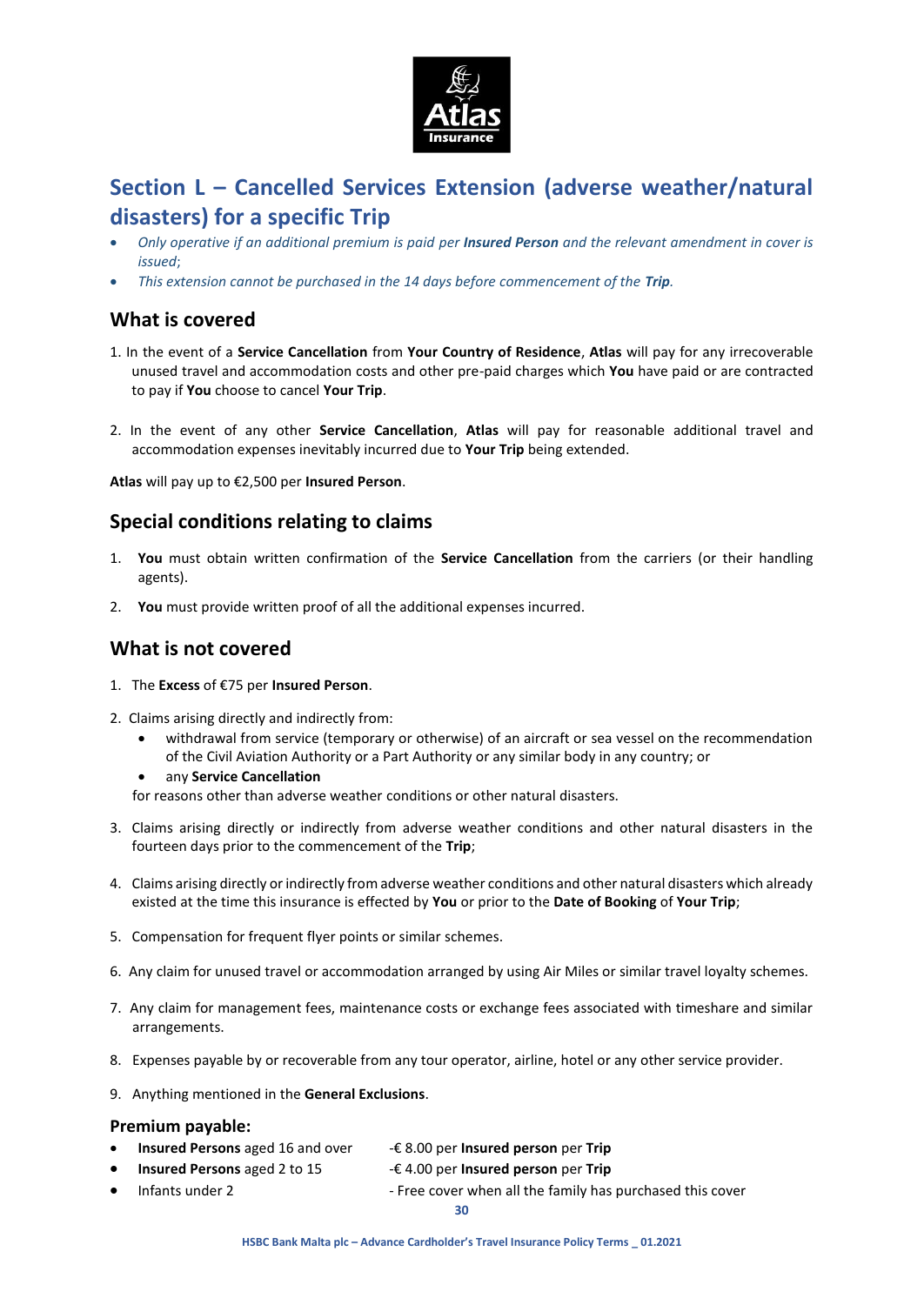## Section L – Cancelled Services Extension (adverse weather/natural disasters) for a specific Trip

- *Only operative if an additional premium is paid per **Insured Person** and the relevant amendment in cover is issued;*
- *This extension cannot be purchased in the 14 days before commencement of the **Trip**.*

### What is covered

1. In the event of a **Service Cancellation** from **Your Country of Residence**, **Atlas** will pay for any irrecoverable unused travel and accommodation costs and other pre-paid charges which **You** have paid or are contracted to pay if **You** choose to cancel **Your Trip**.

2. In the event of any other **Service Cancellation**, **Atlas** will pay for reasonable additional travel and accommodation expenses inevitably incurred due to **Your Trip** being extended.

**Atlas** will pay up to €2,500 per **Insured Person**.

### Special conditions relating to claims

1. **You** must obtain written confirmation of the **Service Cancellation** from the carriers (or their handling agents).

2. **You** must provide written proof of all the additional expenses incurred.

### What is not covered

1. The **Excess** of €75 per **Insured Person**.

2. Claims arising directly and indirectly from:
   - withdrawal from service (temporary or otherwise) of an aircraft or sea vessel on the recommendation of the Civil Aviation Authority or a Part Authority or any similar body in any country; or
   - any **Service Cancellation**

   for reasons other than adverse weather conditions or other natural disasters.

3. Claims arising directly or indirectly from adverse weather conditions and other natural disasters in the fourteen days prior to the commencement of the **Trip**;

4. Claims arising directly or indirectly from adverse weather conditions and other natural disasters which already existed at the time this insurance is effected by **You** or prior to the **Date of Booking** of **Your Trip**;

5. Compensation for frequent flyer points or similar schemes.

6. Any claim for unused travel or accommodation arranged by using Air Miles or similar travel loyalty schemes.

7. Any claim for management fees, maintenance costs or exchange fees associated with timeshare and similar arrangements.

8. Expenses payable by or recoverable from any tour operator, airline, hotel or any other service provider.

9. Anything mentioned in the **General Exclusions**.

#### Premium payable:

- **Insured Persons** aged 16 and over -€ 8.00 per **Insured person** per **Trip**
- **Insured Persons** aged 2 to 15 -€ 4.00 per **Insured person** per **Trip**
- Infants under 2 - Free cover when all the family has purchased this cover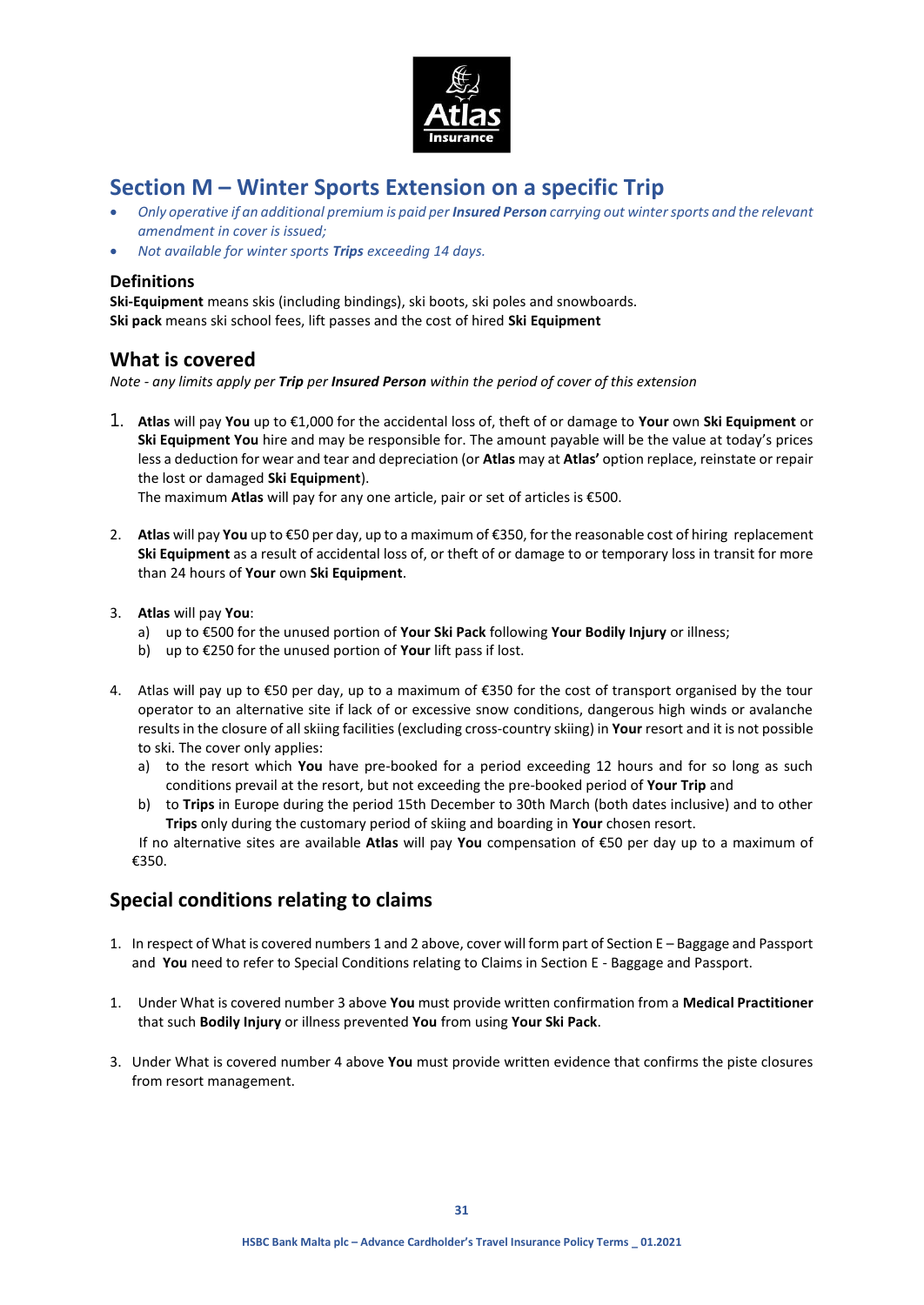## Section M – Winter Sports Extension on a specific Trip

- *Only operative if an additional premium is paid per **Insured Person** carrying out winter sports and the relevant amendment in cover is issued;*
- *Not available for winter sports **Trips** exceeding 14 days.*

### Definitions

**Ski-Equipment** means skis (including bindings), ski boots, ski poles and snowboards.
**Ski pack** means ski school fees, lift passes and the cost of hired **Ski Equipment**

### What is covered

*Note - any limits apply per **Trip** per **Insured Person** within the period of cover of this extension*

1. **Atlas** will pay **You** up to €1,000 for the accidental loss of, theft of or damage to **Your** own **Ski Equipment** or **Ski Equipment You** hire and may be responsible for. The amount payable will be the value at today's prices less a deduction for wear and tear and depreciation (or **Atlas** may at **Atlas'** option replace, reinstate or repair the lost or damaged **Ski Equipment**).
   The maximum **Atlas** will pay for any one article, pair or set of articles is €500.

2. **Atlas** will pay **You** up to €50 per day, up to a maximum of €350, for the reasonable cost of hiring replacement **Ski Equipment** as a result of accidental loss of, or theft of or damage to or temporary loss in transit for more than 24 hours of **Your** own **Ski Equipment**.

3. **Atlas** will pay **You**:
   a) up to €500 for the unused portion of **Your Ski Pack** following **Your Bodily Injury** or illness;
   b) up to €250 for the unused portion of **Your** lift pass if lost.

4. Atlas will pay up to €50 per day, up to a maximum of €350 for the cost of transport organised by the tour operator to an alternative site if lack of or excessive snow conditions, dangerous high winds or avalanche results in the closure of all skiing facilities (excluding cross-country skiing) in **Your** resort and it is not possible to ski. The cover only applies:
   a) to the resort which **You** have pre-booked for a period exceeding 12 hours and for so long as such conditions prevail at the resort, but not exceeding the pre-booked period of **Your Trip** and
   b) to **Trips** in Europe during the period 15th December to 30th March (both dates inclusive) and to other **Trips** only during the customary period of skiing and boarding in **Your** chosen resort.

   If no alternative sites are available **Atlas** will pay **You** compensation of €50 per day up to a maximum of €350.

### Special conditions relating to claims

1. In respect of What is covered numbers 1 and 2 above, cover will form part of Section E – Baggage and Passport and **You** need to refer to Special Conditions relating to Claims in Section E - Baggage and Passport.

1. Under What is covered number 3 above **You** must provide written confirmation from a **Medical Practitioner** that such **Bodily Injury** or illness prevented **You** from using **Your Ski Pack**.

3. Under What is covered number 4 above **You** must provide written evidence that confirms the piste closures from resort management.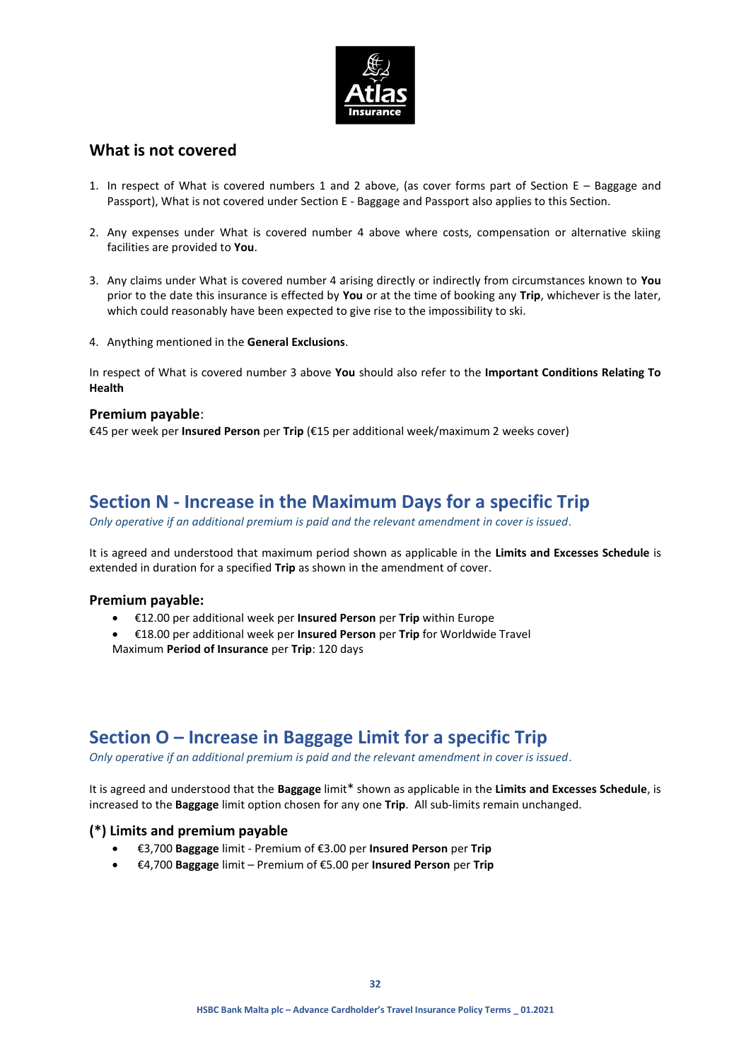## What is not covered

1. In respect of What is covered numbers 1 and 2 above, (as cover forms part of Section E – Baggage and Passport), What is not covered under Section E - Baggage and Passport also applies to this Section.

2. Any expenses under What is covered number 4 above where costs, compensation or alternative skiing facilities are provided to **You**.

3. Any claims under What is covered number 4 arising directly or indirectly from circumstances known to **You** prior to the date this insurance is effected by **You** or at the time of booking any **Trip**, whichever is the later, which could reasonably have been expected to give rise to the impossibility to ski.

4. Anything mentioned in the **General Exclusions**.

In respect of What is covered number 3 above **You** should also refer to the **Important Conditions Relating To Health**

### Premium payable:

€45 per week per **Insured Person** per **Trip** (€15 per additional week/maximum 2 weeks cover)

## Section N - Increase in the Maximum Days for a specific Trip

*Only operative if an additional premium is paid and the relevant amendment in cover is issued.*

It is agreed and understood that maximum period shown as applicable in the **Limits and Excesses Schedule** is extended in duration for a specified **Trip** as shown in the amendment of cover.

### Premium payable:

- €12.00 per additional week per **Insured Person** per **Trip** within Europe
- €18.00 per additional week per **Insured Person** per **Trip** for Worldwide Travel

Maximum **Period of Insurance** per **Trip**: 120 days

## Section O – Increase in Baggage Limit for a specific Trip

*Only operative if an additional premium is paid and the relevant amendment in cover is issued.*

It is agreed and understood that the **Baggage** limit* shown as applicable in the **Limits and Excesses Schedule**, is increased to the **Baggage** limit option chosen for any one **Trip**. All sub-limits remain unchanged.

### (*) Limits and premium payable

- €3,700 **Baggage** limit - Premium of €3.00 per **Insured Person** per **Trip**
- €4,700 **Baggage** limit – Premium of €5.00 per **Insured Person** per **Trip**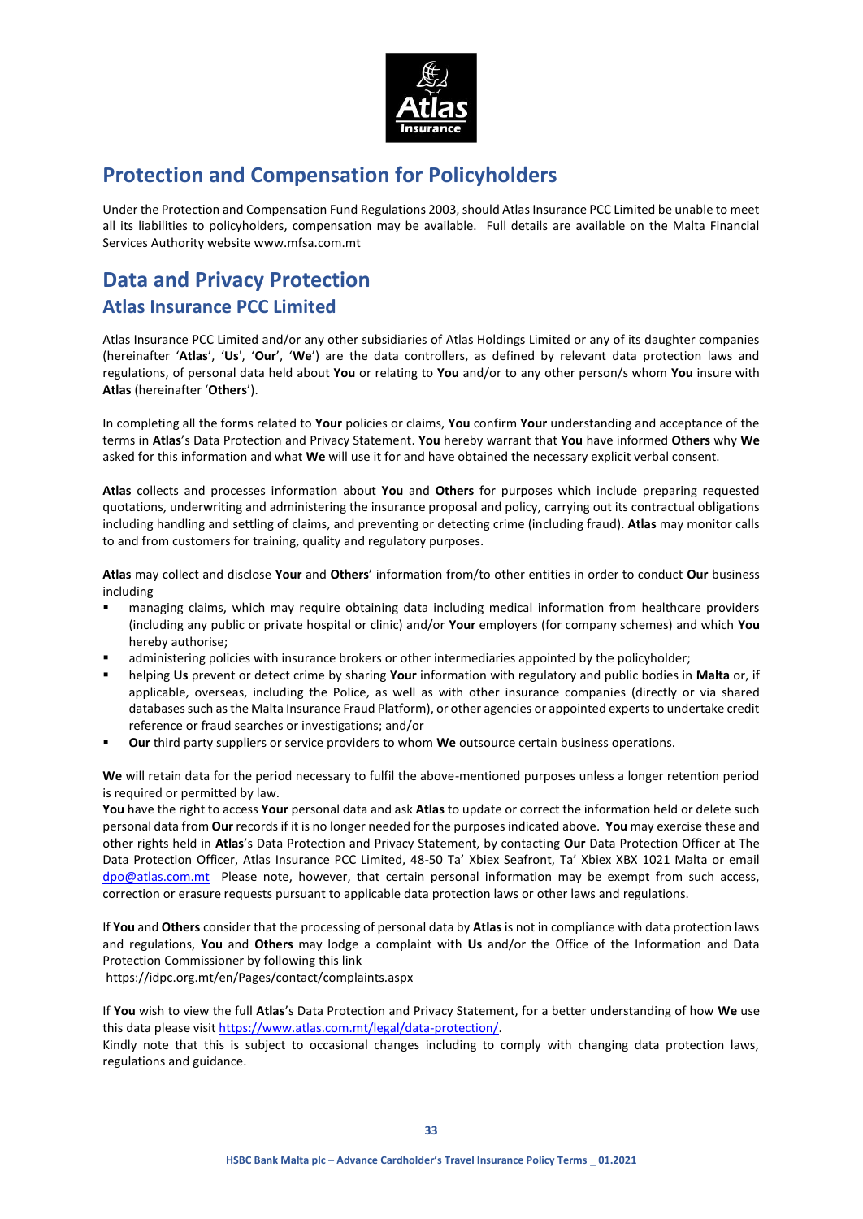# Protection and Compensation for Policyholders

Under the Protection and Compensation Fund Regulations 2003, should Atlas Insurance PCC Limited be unable to meet all its liabilities to policyholders, compensation may be available. Full details are available on the Malta Financial Services Authority website www.mfsa.com.mt

# Data and Privacy Protection

## Atlas Insurance PCC Limited

Atlas Insurance PCC Limited and/or any other subsidiaries of Atlas Holdings Limited or any of its daughter companies (hereinafter '**Atlas**', '**Us**', '**Our**', '**We**') are the data controllers, as defined by relevant data protection laws and regulations, of personal data held about **You** or relating to **You** and/or to any other person/s whom **You** insure with **Atlas** (hereinafter '**Others**').

In completing all the forms related to **Your** policies or claims, **You** confirm **Your** understanding and acceptance of the terms in **Atlas**'s Data Protection and Privacy Statement. **You** hereby warrant that **You** have informed **Others** why **We** asked for this information and what **We** will use it for and have obtained the necessary explicit verbal consent.

**Atlas** collects and processes information about **You** and **Others** for purposes which include preparing requested quotations, underwriting and administering the insurance proposal and policy, carrying out its contractual obligations including handling and settling of claims, and preventing or detecting crime (including fraud). **Atlas** may monitor calls to and from customers for training, quality and regulatory purposes.

**Atlas** may collect and disclose **Your** and **Others**' information from/to other entities in order to conduct **Our** business including

- managing claims, which may require obtaining data including medical information from healthcare providers (including any public or private hospital or clinic) and/or **Your** employers (for company schemes) and which **You** hereby authorise;
- administering policies with insurance brokers or other intermediaries appointed by the policyholder;
- helping **Us** prevent or detect crime by sharing **Your** information with regulatory and public bodies in **Malta** or, if applicable, overseas, including the Police, as well as with other insurance companies (directly or via shared databases such as the Malta Insurance Fraud Platform), or other agencies or appointed experts to undertake credit reference or fraud searches or investigations; and/or
- **Our** third party suppliers or service providers to whom **We** outsource certain business operations.

**We** will retain data for the period necessary to fulfil the above-mentioned purposes unless a longer retention period is required or permitted by law.

**You** have the right to access **Your** personal data and ask **Atlas** to update or correct the information held or delete such personal data from **Our** records if it is no longer needed for the purposes indicated above. **You** may exercise these and other rights held in **Atlas**'s Data Protection and Privacy Statement, by contacting **Our** Data Protection Officer at The Data Protection Officer, Atlas Insurance PCC Limited, 48-50 Ta' Xbiex Seafront, Ta' Xbiex XBX 1021 Malta or email dpo@atlas.com.mt Please note, however, that certain personal information may be exempt from such access, correction or erasure requests pursuant to applicable data protection laws or other laws and regulations.

If **You** and **Others** consider that the processing of personal data by **Atlas** is not in compliance with data protection laws and regulations, **You** and **Others** may lodge a complaint with **Us** and/or the Office of the Information and Data Protection Commissioner by following this link
https://idpc.org.mt/en/Pages/contact/complaints.aspx

If **You** wish to view the full **Atlas**'s Data Protection and Privacy Statement, for a better understanding of how **We** use this data please visit https://www.atlas.com.mt/legal/data-protection/.
Kindly note that this is subject to occasional changes including to comply with changing data protection laws, regulations and guidance.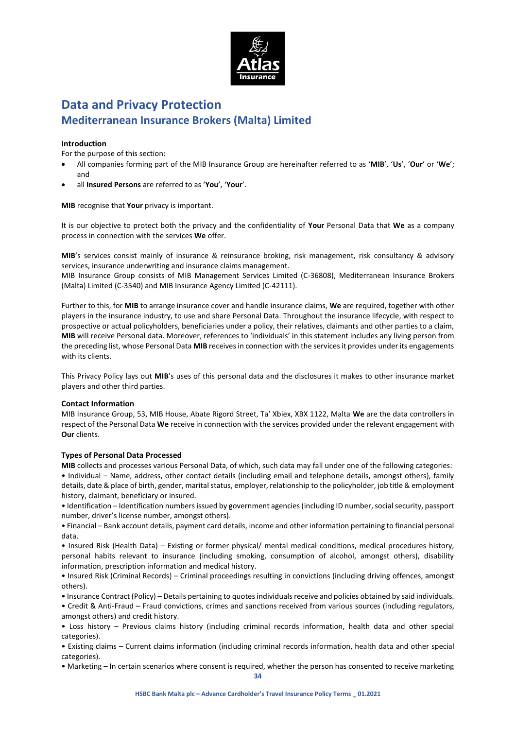# Data and Privacy Protection

## Mediterranean Insurance Brokers (Malta) Limited

**Introduction**

For the purpose of this section:

- All companies forming part of the MIB Insurance Group are hereinafter referred to as '**MIB**', '**Us**', '**Our**' or '**We**'; and
- all **Insured Persons** are referred to as '**You**', '**Your**'.

**MIB** recognise that **Your** privacy is important.

It is our objective to protect both the privacy and the confidentiality of **Your** Personal Data that **We** as a company process in connection with the services **We** offer.

**MIB**'s services consist mainly of insurance & reinsurance broking, risk management, risk consultancy & advisory services, insurance underwriting and insurance claims management.

MIB Insurance Group consists of MIB Management Services Limited (C-36808), Mediterranean Insurance Brokers (Malta) Limited (C-3540) and MIB Insurance Agency Limited (C-42111).

Further to this, for **MIB** to arrange insurance cover and handle insurance claims, **We** are required, together with other players in the insurance industry, to use and share Personal Data. Throughout the insurance lifecycle, with respect to prospective or actual policyholders, beneficiaries under a policy, their relatives, claimants and other parties to a claim, **MIB** will receive Personal data. Moreover, references to 'individuals' in this statement includes any living person from the preceding list, whose Personal Data **MIB** receives in connection with the services it provides under its engagements with its clients.

This Privacy Policy lays out **MIB**'s uses of this personal data and the disclosures it makes to other insurance market players and other third parties.

**Contact Information**

MIB Insurance Group, 53, MIB House, Abate Rigord Street, Ta' Xbiex, XBX 1122, Malta **We** are the data controllers in respect of the Personal Data **We** receive in connection with the services provided under the relevant engagement with **Our** clients.

**Types of Personal Data Processed**

**MIB** collects and processes various Personal Data, of which, such data may fall under one of the following categories:

• Individual – Name, address, other contact details (including email and telephone details, amongst others), family details, date & place of birth, gender, marital status, employer, relationship to the policyholder, job title & employment history, claimant, beneficiary or insured.

• Identification – Identification numbers issued by government agencies (including ID number, social security, passport number, driver's license number, amongst others).

• Financial – Bank account details, payment card details, income and other information pertaining to financial personal data.

• Insured Risk (Health Data) – Existing or former physical/ mental medical conditions, medical procedures history, personal habits relevant to insurance (including smoking, consumption of alcohol, amongst others), disability information, prescription information and medical history.

• Insured Risk (Criminal Records) – Criminal proceedings resulting in convictions (including driving offences, amongst others).

• Insurance Contract (Policy) – Details pertaining to quotes individuals receive and policies obtained by said individuals.

• Credit & Anti-Fraud – Fraud convictions, crimes and sanctions received from various sources (including regulators, amongst others) and credit history.

• Loss history – Previous claims history (including criminal records information, health data and other special categories).

• Existing claims – Current claims information (including criminal records information, health data and other special categories).

• Marketing – In certain scenarios where consent is required, whether the person has consented to receive marketing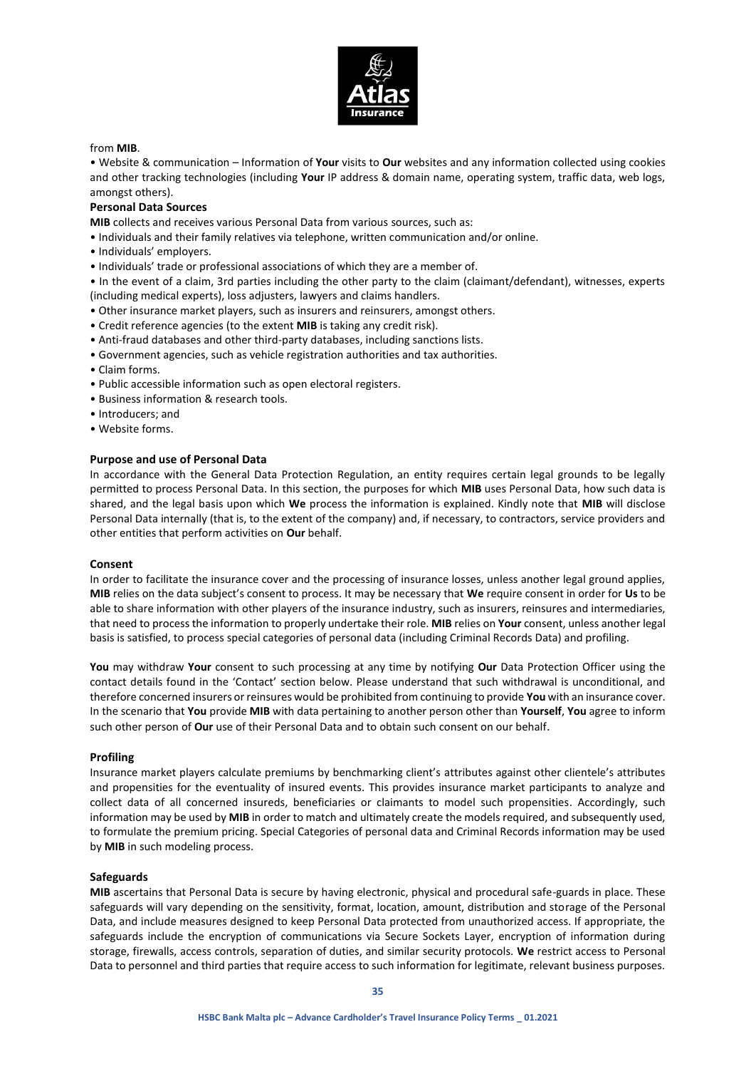from **MIB**.

• Website & communication – Information of **Your** visits to **Our** websites and any information collected using cookies and other tracking technologies (including **Your** IP address & domain name, operating system, traffic data, web logs, amongst others).

**Personal Data Sources**

**MIB** collects and receives various Personal Data from various sources, such as:

• Individuals and their family relatives via telephone, written communication and/or online.
• Individuals' employers.
• Individuals' trade or professional associations of which they are a member of.
• In the event of a claim, 3rd parties including the other party to the claim (claimant/defendant), witnesses, experts (including medical experts), loss adjusters, lawyers and claims handlers.
• Other insurance market players, such as insurers and reinsurers, amongst others.
• Credit reference agencies (to the extent **MIB** is taking any credit risk).
• Anti-fraud databases and other third-party databases, including sanctions lists.
• Government agencies, such as vehicle registration authorities and tax authorities.
• Claim forms.
• Public accessible information such as open electoral registers.
• Business information & research tools.
• Introducers; and
• Website forms.

**Purpose and use of Personal Data**

In accordance with the General Data Protection Regulation, an entity requires certain legal grounds to be legally permitted to process Personal Data. In this section, the purposes for which **MIB** uses Personal Data, how such data is shared, and the legal basis upon which **We** process the information is explained. Kindly note that **MIB** will disclose Personal Data internally (that is, to the extent of the company) and, if necessary, to contractors, service providers and other entities that perform activities on **Our** behalf.

**Consent**

In order to facilitate the insurance cover and the processing of insurance losses, unless another legal ground applies, **MIB** relies on the data subject's consent to process. It may be necessary that **We** require consent in order for **Us** to be able to share information with other players of the insurance industry, such as insurers, reinsures and intermediaries, that need to process the information to properly undertake their role. **MIB** relies on **Your** consent, unless another legal basis is satisfied, to process special categories of personal data (including Criminal Records Data) and profiling.

**You** may withdraw **Your** consent to such processing at any time by notifying **Our** Data Protection Officer using the contact details found in the 'Contact' section below. Please understand that such withdrawal is unconditional, and therefore concerned insurers or reinsures would be prohibited from continuing to provide **You** with an insurance cover. In the scenario that **You** provide **MIB** with data pertaining to another person other than **Yourself**, **You** agree to inform such other person of **Our** use of their Personal Data and to obtain such consent on our behalf.

**Profiling**

Insurance market players calculate premiums by benchmarking client's attributes against other clientele's attributes and propensities for the eventuality of insured events. This provides insurance market participants to analyze and collect data of all concerned insureds, beneficiaries or claimants to model such propensities. Accordingly, such information may be used by **MIB** in order to match and ultimately create the models required, and subsequently used, to formulate the premium pricing. Special Categories of personal data and Criminal Records information may be used by **MIB** in such modeling process.

**Safeguards**

**MIB** ascertains that Personal Data is secure by having electronic, physical and procedural safe-guards in place. These safeguards will vary depending on the sensitivity, format, location, amount, distribution and storage of the Personal Data, and include measures designed to keep Personal Data protected from unauthorized access. If appropriate, the safeguards include the encryption of communications via Secure Sockets Layer, encryption of information during storage, firewalls, access controls, separation of duties, and similar security protocols. **We** restrict access to Personal Data to personnel and third parties that require access to such information for legitimate, relevant business purposes.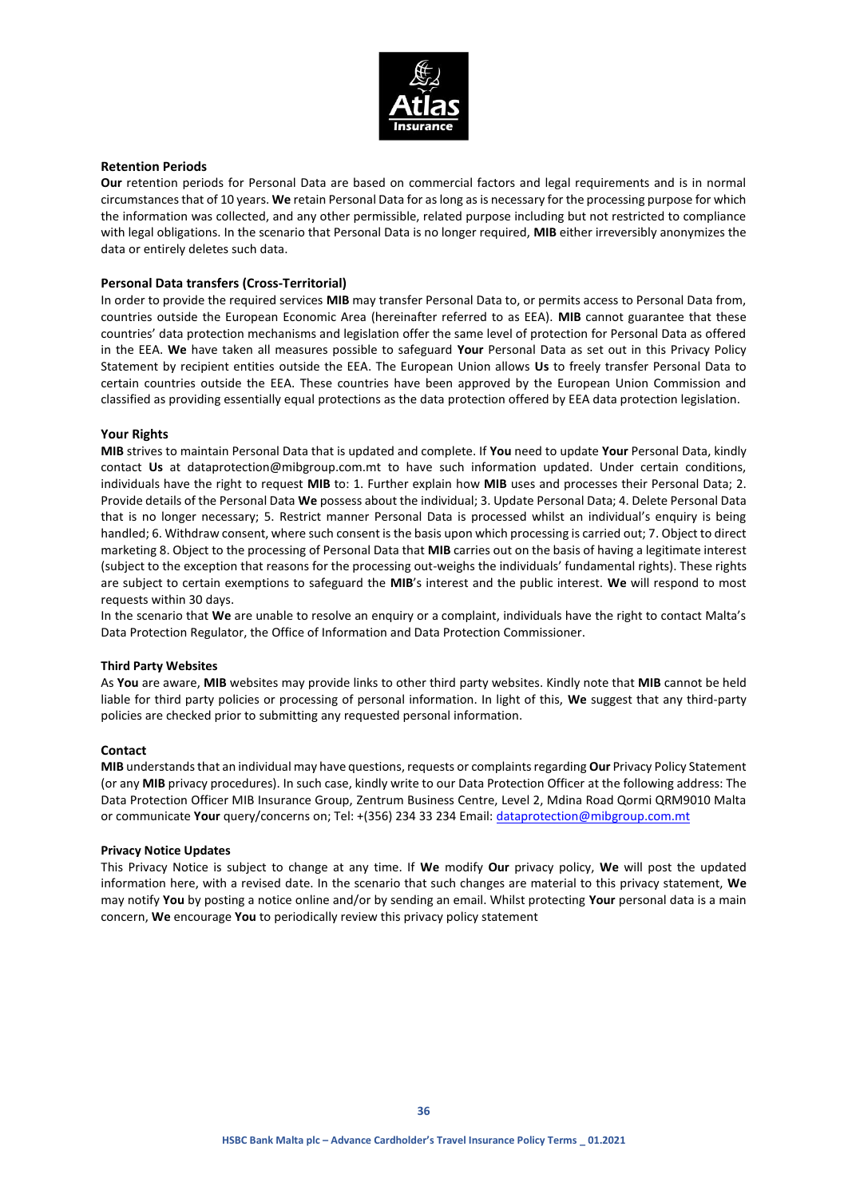### Retention Periods

**Our** retention periods for Personal Data are based on commercial factors and legal requirements and is in normal circumstances that of 10 years. **We** retain Personal Data for as long as is necessary for the processing purpose for which the information was collected, and any other permissible, related purpose including but not restricted to compliance with legal obligations. In the scenario that Personal Data is no longer required, **MIB** either irreversibly anonymizes the data or entirely deletes such data.

### Personal Data transfers (Cross-Territorial)

In order to provide the required services **MIB** may transfer Personal Data to, or permits access to Personal Data from, countries outside the European Economic Area (hereinafter referred to as EEA). **MIB** cannot guarantee that these countries' data protection mechanisms and legislation offer the same level of protection for Personal Data as offered in the EEA. **We** have taken all measures possible to safeguard **Your** Personal Data as set out in this Privacy Policy Statement by recipient entities outside the EEA. The European Union allows **Us** to freely transfer Personal Data to certain countries outside the EEA. These countries have been approved by the European Union Commission and classified as providing essentially equal protections as the data protection offered by EEA data protection legislation.

### Your Rights

**MIB** strives to maintain Personal Data that is updated and complete. If **You** need to update **Your** Personal Data, kindly contact **Us** at dataprotection@mibgroup.com.mt to have such information updated. Under certain conditions, individuals have the right to request **MIB** to: 1. Further explain how **MIB** uses and processes their Personal Data; 2. Provide details of the Personal Data **We** possess about the individual; 3. Update Personal Data; 4. Delete Personal Data that is no longer necessary; 5. Restrict manner Personal Data is processed whilst an individual's enquiry is being handled; 6. Withdraw consent, where such consent is the basis upon which processing is carried out; 7. Object to direct marketing 8. Object to the processing of Personal Data that **MIB** carries out on the basis of having a legitimate interest (subject to the exception that reasons for the processing out-weighs the individuals' fundamental rights). These rights are subject to certain exemptions to safeguard the **MIB**'s interest and the public interest. **We** will respond to most requests within 30 days.

In the scenario that **We** are unable to resolve an enquiry or a complaint, individuals have the right to contact Malta's Data Protection Regulator, the Office of Information and Data Protection Commissioner.

### Third Party Websites

As **You** are aware, **MIB** websites may provide links to other third party websites. Kindly note that **MIB** cannot be held liable for third party policies or processing of personal information. In light of this, **We** suggest that any third-party policies are checked prior to submitting any requested personal information.

### Contact

**MIB** understands that an individual may have questions, requests or complaints regarding **Our** Privacy Policy Statement (or any **MIB** privacy procedures). In such case, kindly write to our Data Protection Officer at the following address: The Data Protection Officer MIB Insurance Group, Zentrum Business Centre, Level 2, Mdina Road Qormi QRM9010 Malta or communicate **Your** query/concerns on; Tel: +(356) 234 33 234 Email: dataprotection@mibgroup.com.mt

### Privacy Notice Updates

This Privacy Notice is subject to change at any time. If **We** modify **Our** privacy policy, **We** will post the updated information here, with a revised date. In the scenario that such changes are material to this privacy statement, **We** may notify **You** by posting a notice online and/or by sending an email. Whilst protecting **Your** personal data is a main concern, **We** encourage **You** to periodically review this privacy policy statement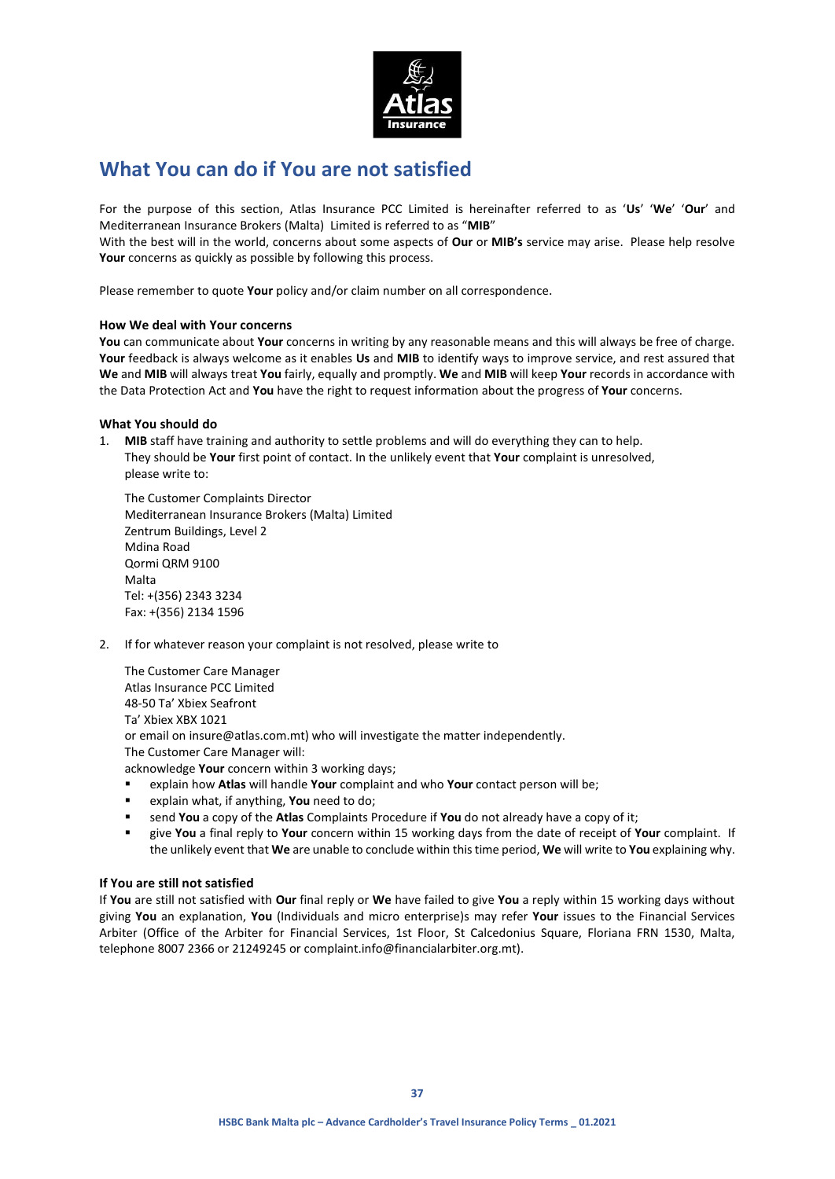# What You can do if You are not satisfied

For the purpose of this section, Atlas Insurance PCC Limited is hereinafter referred to as '**Us**' '**We**' '**Our**' and Mediterranean Insurance Brokers (Malta) Limited is referred to as "**MIB**"

With the best will in the world, concerns about some aspects of **Our** or **MIB's** service may arise. Please help resolve **Your** concerns as quickly as possible by following this process.

Please remember to quote **Your** policy and/or claim number on all correspondence.

### How We deal with Your concerns

**You** can communicate about **Your** concerns in writing by any reasonable means and this will always be free of charge. **Your** feedback is always welcome as it enables **Us** and **MIB** to identify ways to improve service, and rest assured that **We** and **MIB** will always treat **You** fairly, equally and promptly. **We** and **MIB** will keep **Your** records in accordance with the Data Protection Act and **You** have the right to request information about the progress of **Your** concerns.

### What You should do

1. **MIB** staff have training and authority to settle problems and will do everything they can to help. They should be **Your** first point of contact. In the unlikely event that **Your** complaint is unresolved, please write to:

   The Customer Complaints Director
   Mediterranean Insurance Brokers (Malta) Limited
   Zentrum Buildings, Level 2
   Mdina Road
   Qormi QRM 9100
   Malta
   Tel: +(356) 2343 3234
   Fax: +(356) 2134 1596

2. If for whatever reason your complaint is not resolved, please write to

   The Customer Care Manager
   Atlas Insurance PCC Limited
   48-50 Ta' Xbiex Seafront
   Ta' Xbiex XBX 1021
   or email on insure@atlas.com.mt) who will investigate the matter independently.
   The Customer Care Manager will:
   acknowledge **Your** concern within 3 working days;
   - explain how **Atlas** will handle **Your** complaint and who **Your** contact person will be;
   - explain what, if anything, **You** need to do;
   - send **You** a copy of the **Atlas** Complaints Procedure if **You** do not already have a copy of it;
   - give **You** a final reply to **Your** concern within 15 working days from the date of receipt of **Your** complaint. If the unlikely event that **We** are unable to conclude within this time period, **We** will write to **You** explaining why.

### If You are still not satisfied

If **You** are still not satisfied with **Our** final reply or **We** have failed to give **You** a reply within 15 working days without giving **You** an explanation, **You** (Individuals and micro enterprise)s may refer **Your** issues to the Financial Services Arbiter (Office of the Arbiter for Financial Services, 1st Floor, St Calcedonius Square, Floriana FRN 1530, Malta, telephone 8007 2366 or 21249245 or complaint.info@financialarbiter.org.mt).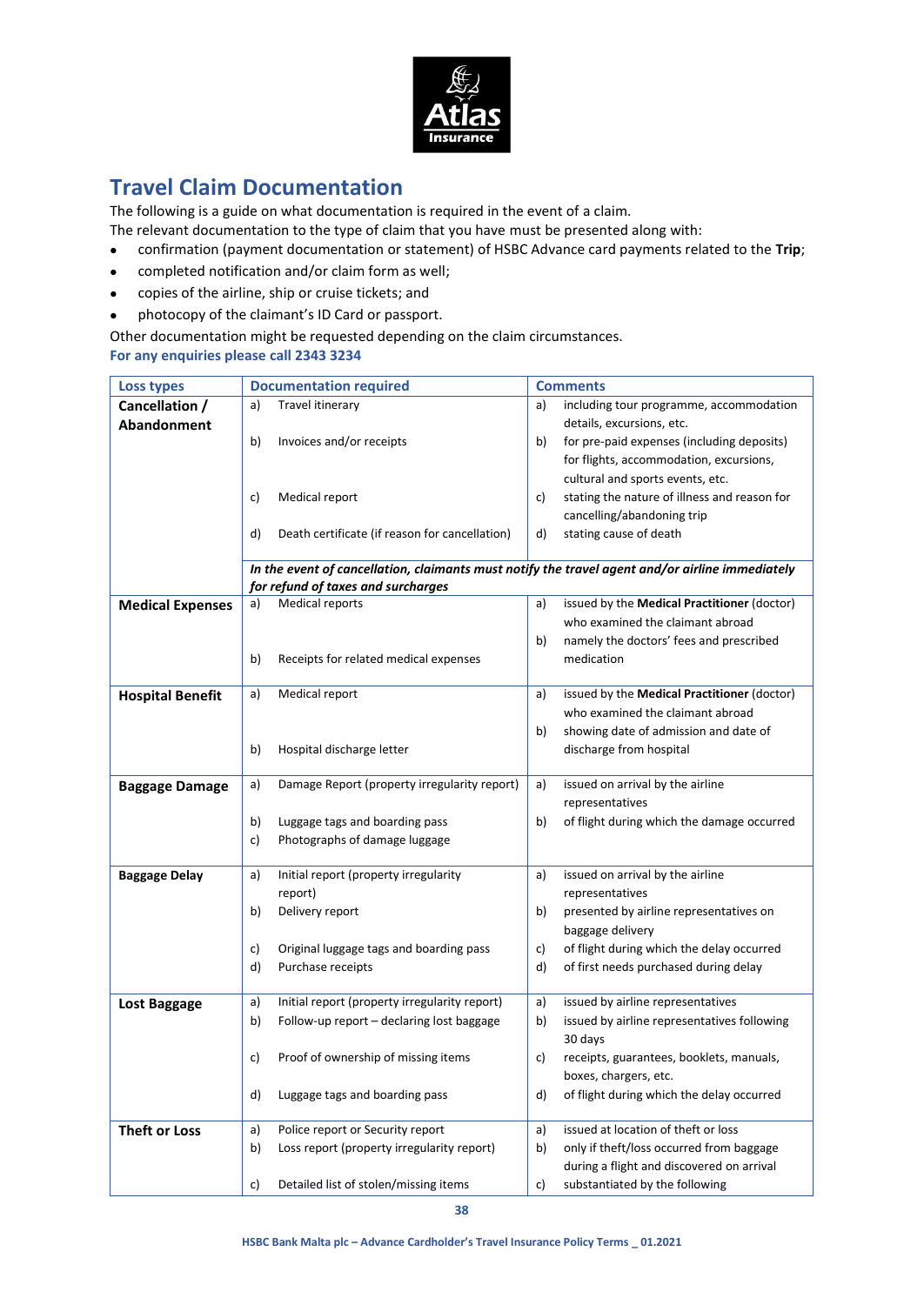## Travel Claim Documentation

The following is a guide on what documentation is required in the event of a claim.
The relevant documentation to the type of claim that you have must be presented along with:

- confirmation (payment documentation or statement) of HSBC Advance card payments related to the **Trip**;
- completed notification and/or claim form as well;
- copies of the airline, ship or cruise tickets; and
- photocopy of the claimant's ID Card or passport.

Other documentation might be requested depending on the claim circumstances.

**For any enquiries please call 2343 3234**

| Loss types | Documentation required | Comments |
|---|---|---|
| **Cancellation / Abandonment** | a) Travel itinerary<br>b) Invoices and/or receipts<br>c) Medical report<br>d) Death certificate (if reason for cancellation) | a) including tour programme, accommodation details, excursions, etc.<br>b) for pre-paid expenses (including deposits) for flights, accommodation, excursions, cultural and sports events, etc.<br>c) stating the nature of illness and reason for cancelling/abandoning trip<br>d) stating cause of death |
| | ***In the event of cancellation, claimants must notify the travel agent and/or airline immediately for refund of taxes and surcharges*** | |
| **Medical Expenses** | a) Medical reports<br>b) Receipts for related medical expenses | a) issued by the **Medical Practitioner** (doctor) who examined the claimant abroad<br>b) namely the doctors' fees and prescribed medication |
| **Hospital Benefit** | a) Medical report<br>b) Hospital discharge letter | a) issued by the **Medical Practitioner** (doctor) who examined the claimant abroad<br>b) showing date of admission and date of discharge from hospital |
| **Baggage Damage** | a) Damage Report (property irregularity report)<br>b) Luggage tags and boarding pass<br>c) Photographs of damage luggage | a) issued on arrival by the airline representatives<br>b) of flight during which the damage occurred |
| **Baggage Delay** | a) Initial report (property irregularity report)<br>b) Delivery report<br>c) Original luggage tags and boarding pass<br>d) Purchase receipts | a) issued on arrival by the airline representatives<br>b) presented by airline representatives on baggage delivery<br>c) of flight during which the delay occurred<br>d) of first needs purchased during delay |
| **Lost Baggage** | a) Initial report (property irregularity report)<br>b) Follow-up report – declaring lost baggage<br>c) Proof of ownership of missing items<br>d) Luggage tags and boarding pass | a) issued by airline representatives<br>b) issued by airline representatives following 30 days<br>c) receipts, guarantees, booklets, manuals, boxes, chargers, etc.<br>d) of flight during which the delay occurred |
| **Theft or Loss** | a) Police report or Security report<br>b) Loss report (property irregularity report)<br>c) Detailed list of stolen/missing items | a) issued at location of theft or loss<br>b) only if theft/loss occurred from baggage during a flight and discovered on arrival<br>c) substantiated by the following |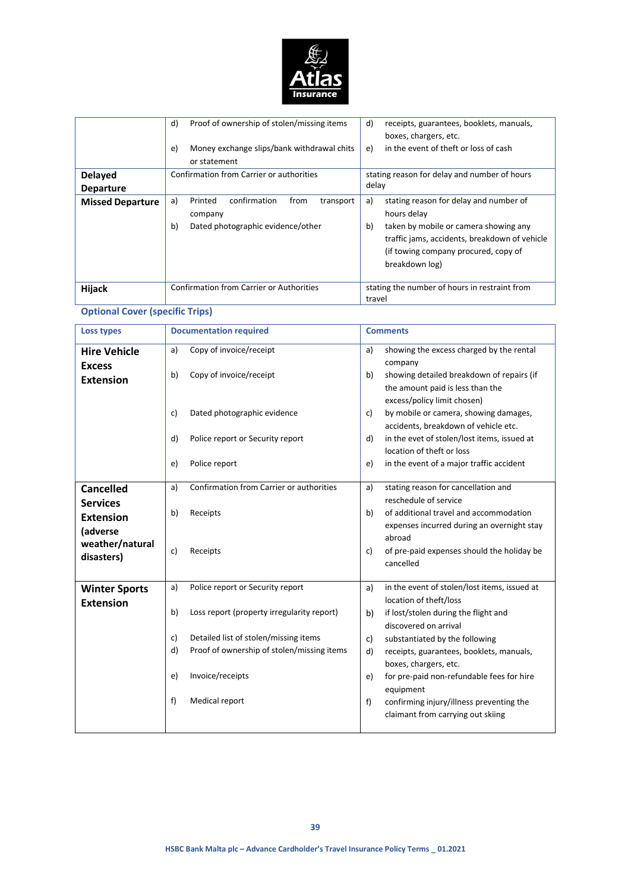| | | |
|---|---|---|
| | d) Proof of ownership of stolen/missing items<br>e) Money exchange slips/bank withdrawal chits or statement | d) receipts, guarantees, booklets, manuals, boxes, chargers, etc.<br>e) in the event of theft or loss of cash |
| **Delayed Departure** | Confirmation from Carrier or authorities | stating reason for delay and number of hours delay |
| **Missed Departure** | a) Printed confirmation from transport company<br>b) Dated photographic evidence/other | a) stating reason for delay and number of hours delay<br>b) taken by mobile or camera showing any traffic jams, accidents, breakdown of vehicle (if towing company procured, copy of breakdown log) |
| **Hijack** | Confirmation from Carrier or Authorities | stating the number of hours in restraint from travel |

## Optional Cover (specific Trips)

| Loss types | Documentation required | Comments |
|---|---|---|
| **Hire Vehicle Excess Extension** | a) Copy of invoice/receipt<br>b) Copy of invoice/receipt<br>c) Dated photographic evidence<br>d) Police report or Security report<br>e) Police report | a) showing the excess charged by the rental company<br>b) showing detailed breakdown of repairs (if the amount paid is less than the excess/policy limit chosen)<br>c) by mobile or camera, showing damages, accidents, breakdown of vehicle etc.<br>d) in the evet of stolen/lost items, issued at location of theft or loss<br>e) in the event of a major traffic accident |
| **Cancelled Services Extension (adverse weather/natural disasters)** | a) Confirmation from Carrier or authorities<br>b) Receipts<br>c) Receipts | a) stating reason for cancellation and reschedule of service<br>b) of additional travel and accommodation expenses incurred during an overnight stay abroad<br>c) of pre-paid expenses should the holiday be cancelled |
| **Winter Sports Extension** | a) Police report or Security report<br>b) Loss report (property irregularity report)<br>c) Detailed list of stolen/missing items<br>d) Proof of ownership of stolen/missing items<br>e) Invoice/receipts<br>f) Medical report | a) in the event of stolen/lost items, issued at location of theft/loss<br>b) if lost/stolen during the flight and discovered on arrival<br>c) substantiated by the following<br>d) receipts, guarantees, booklets, manuals, boxes, chargers, etc.<br>e) for pre-paid non-refundable fees for hire equipment<br>f) confirming injury/illness preventing the claimant from carrying out skiing |